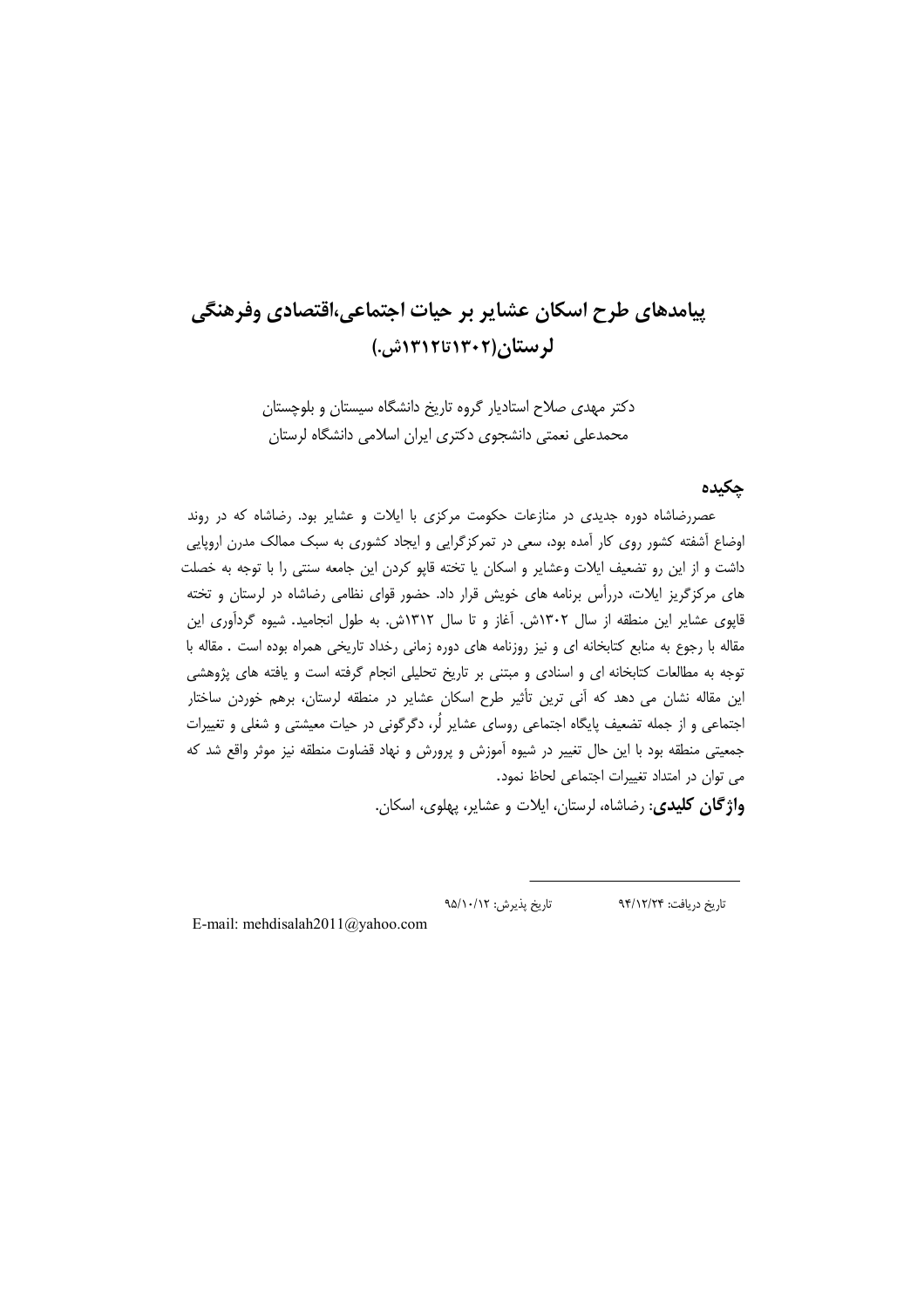# پیامدهای طرح اسکان عشایر بر حیات اجتماعی،اقتصادی وفرهنگی لرستان(۱۳۰۲تا۱۳۱۲ش.)

دکتر مهدی صلاح استادیار گروه تاریخ دانشگاه سیستان و بلوچستان

محمدعلی نعمتی دانشجوی دکتری ایران اسلامی دانشگاه لرستان

## چکیده

عصررضاشاه دوره جدیدی در منازعات حکومت مرکزی با ایلات و عشایر بود. رضاشاه که در روند اوضاع آشفته کشور روی کار آمده بود، سعی در تمرکزگرایی و ایجاد کشوری به سبک ممالک مدرن اروپایی داشت و از این رو تضعیف ایلات وعشایر و اسکان یا تخته قاپو کردن این جامعه سنتی را با توجه به خصلت های مرکزگریز ایلات، دررأس برنامه های خویش قرار داد. حضور قوای نظامی رضاشاه در لرستان و تخته قاپوی عشایر این منطقه از سال ۱۳۰۲ش. آغاز و تا سال ۱۳۱۲ش. به طول انجامید. شیوه گردآوری این مقاله با رجوع به منابع کتابخانه ای و نیز روزنامه های دوره زمانی رخداد تاریخی همراه بوده است . مقاله با توجه به مطالعات کتابخانه ای و اسنادی و مبتنی بر تاریخ تحلیلی انجام گرفته است و یافته های پژوهشی این مقاله نشان می دهد که آنی ترین تأثیر طرح اسکان عشایر در منطقه لرستان، برهم خوردن ساختار اجتماعی و از جمله تضعیف پایگاه اجتماعی روسای عشایر لُر، دگرگونی در حیات معیشتی و شغلی و تغییرات جمعیتی منطقه بود با این حال تغییر در شیوه آموزش و پرورش و نهاد قضاوت منطقه نیز موثر واقع شد که می توان در امتداد تغییرات اجتماعی لحاظ نمود.

**واژگان کلیدی:** رضاشاه، لرستان، ایلات و عشایر، پهلوی، اسکان.

---

تاریخ دریافت: ۹۴/۱۲/۲۴ تاریخ پذیرش: ۹۵/۱۰/۱۲

E-mail: mehdisalah2011@yahoo.com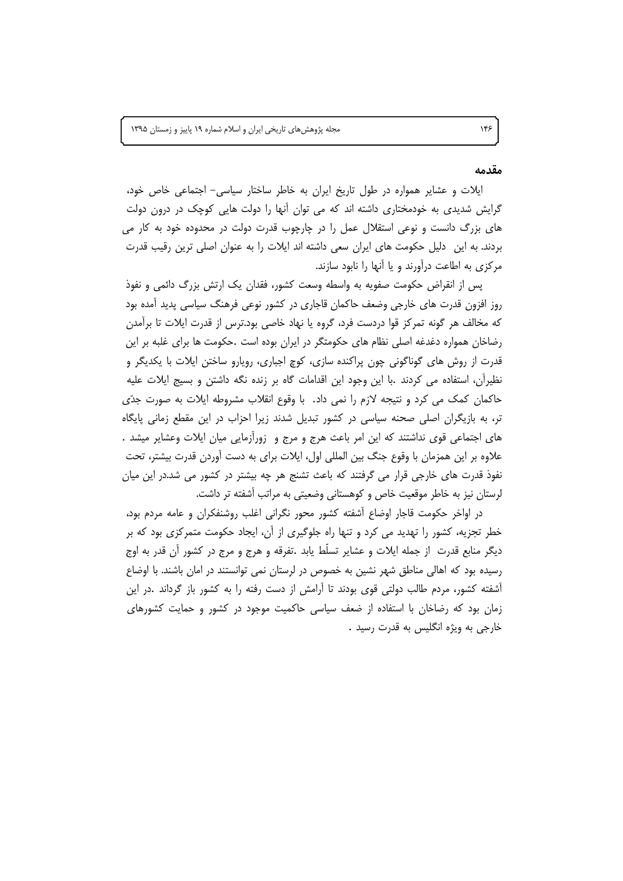## مقدمه

ایلات و عشایر همواره در طول تاریخ ایران به خاطر ساختار سیاسی- اجتماعی خاص خود، گرایش شدیدی به خودمختاری داشته اند که می توان آنها را دولت هایی کوچک در درون دولت های بزرگ دانست و نوعی استقلال عمل را در چارچوب قدرت دولت در محدوده خود به کار می بردند. به این دلیل حکومت های ایران سعی داشته اند ایلات را به عنوان اصلی ترین رقیب قدرت مرکزی به اطاعت درآورند و یا آنها را نابود سازند.

پس از انقراض حکومت صفویه به واسطه وسعت کشور، فقدان یک ارتش بزرگ دائمی و نفوذ روز افزون قدرت های خارجی وضعف حاکمان قاجاری در کشور نوعی فرهنگ سیاسی پدید آمده بود که مخالف هر گونه تمرکز قوا دردست فرد، گروه یا نهاد خاصی بود.ترس از قدرت ایلات تا برآمدن رضاخان همواره دغدغه اصلی نظام های حکومتگر در ایران بوده است .حکومت ها برای غلبه بر این قدرت از روش های گوناگونی چون پراکنده سازی، کوچ اجباری، رویارو ساختن ایلات با یکدیگر و نظیرآن، استفاده می کردند .با این وجود این اقدامات گاه بر زنده نگه داشتن و بسیج ایلات علیه حاکمان کمک می کرد و نتیجه لازم را نمی داد. با وقوع انقلاب مشروطه ایلات به صورت جدّی تر، به بازیگران اصلی صحنه سیاسی در کشور تبدیل شدند زیرا احزاب در این مقطع زمانی پایگاه های اجتماعی قوی نداشتند که این امر باعث هرج و مرج و زورآزمایی میان ایلات وعشایر میشد . علاوه بر این همزمان با وقوع جنگ بین المللی اول، ایلات برای به دست آوردن قدرت بیشتر، تحت نفوذ قدرت های خارجی قرار می گرفتند که باعث تشنج هر چه بیشتر در کشور می شد.در این میان لرستان نیز به خاطر موقعیت خاص و کوهستانی وضعیتی به مراتب آشفته تر داشت.

در اواخر حکومت قاجار اوضاع آشفته کشور محور نگرانی اغلب روشنفکران و عامه مردم بود، خطر تجزیه، کشور را تهدید می کرد و تنها راه جلوگیری از آن، ایجاد حکومت متمرکزی بود که بر دیگر منابع قدرت از جمله ایلات و عشایر تسلّط یابد .تفرقه و هرج و مرج در کشور آن قدر به اوج رسیده بود که اهالی مناطق شهر نشین به خصوص در لرستان نمی توانستند در امان باشند. با اوضاع آشفته کشور، مردم طالب دولتی قوی بودند تا آرامش از دست رفته را به کشور باز گرداند .در این زمان بود که رضاخان با استفاده از ضعف سیاسی حاکمیت موجود در کشور و حمایت کشورهای خارجی به ویژه انگلیس به قدرت رسید .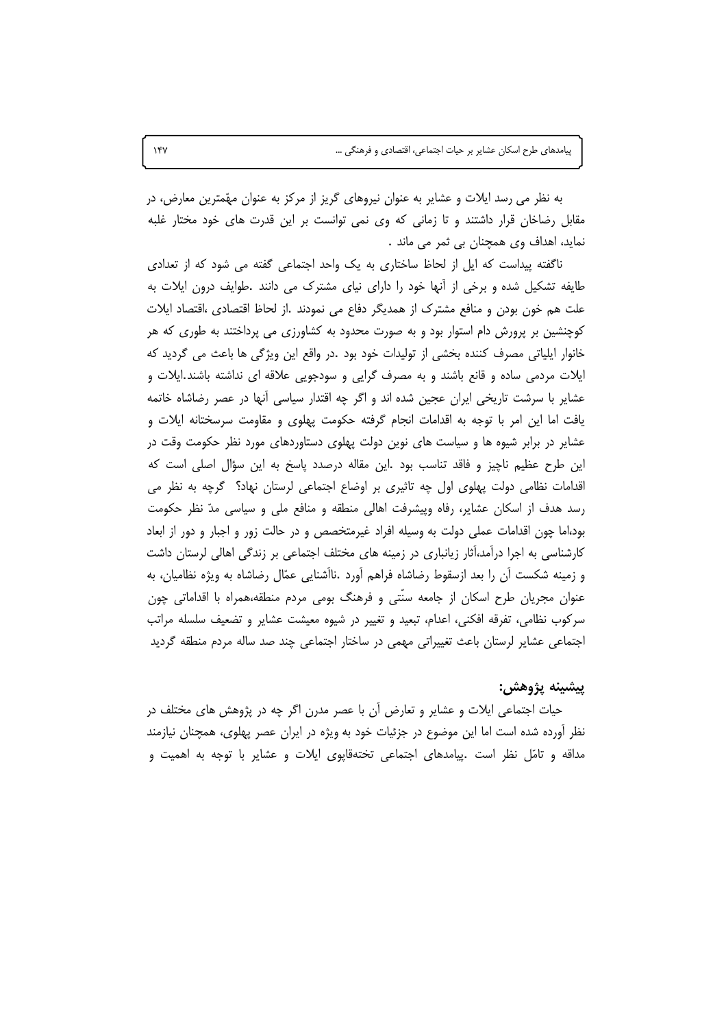به نظر می رسد ایلات و عشایر به عنوان نیروهای گریز از مرکز به عنوان مهّمترین معارض، در مقابل رضاخان قرار داشتند و تا زمانی که وی نمی توانست بر این قدرت های خود مختار غلبه نماید، اهداف وی همچنان بی ثمر می ماند .

ناگفته پیداست که ایل از لحاظ ساختاری به یک واحد اجتماعی گفته می شود که از تعدادی طایفه تشکیل شده و برخی از آنها خود را دارای نیای مشترک می دانند .طوایف درون ایلات به علت هم خون بودن و منافع مشترک از همدیگر دفاع می نمودند .از لحاظ اقتصادی ،اقتصاد ایلات کوچنشین بر پرورش دام استوار بود و به صورت محدود به کشاورزی می پرداختند به طوری که هر خانوار ایلیاتی مصرف کننده بخشی از تولیدات خود بود .در واقع این ویژگی ها باعث می گردید که ایلات مردمی ساده و قانع باشند و به مصرف گرایی و سودجویی علاقه ای نداشته باشند.ایلات و عشایر با سرشت تاریخی ایران عجین شده اند و اگر چه اقتدار سیاسی آنها در عصر رضاشاه خاتمه یافت اما این امر با توجه به اقدامات انجام گرفته حکومت پهلوی و مقاومت سرسختانه ایلات و عشایر در برابر شیوه ها و سیاست های نوین دولت پهلوی دستاوردهای مورد نظر حکومت وقت در این طرح عظیم ناچیز و فاقد تناسب بود .این مقاله درصدد پاسخ به این سؤال اصلی است که اقدامات نظامی دولت پهلوی اول چه تاثیری بر اوضاع اجتماعی لرستان نهاد؟ گرچه به نظر می رسد هدف از اسکان عشایر، رفاه وپیشرفت اهالی منطقه و منافع ملی و سیاسی مدّ نظر حکومت بود،اما چون اقدامات عملی دولت به وسیله افراد غیرمتخصص و در حالت زور و اجبار و دور از ابعاد کارشناسی به اجرا درآمد،آثار زیانباری در زمینه های مختلف اجتماعی بر زندگی اهالی لرستان داشت و زمینه شکست آن را بعد ازسقوط رضاشاه فراهم آورد .ناآشنایی عمّال رضاشاه به ویژه نظامیان، به عنوان مجریان طرح اسکان از جامعه سنّتی و فرهنگ بومی مردم منطقه،همراه با اقداماتی چون سرکوب نظامی، تفرقه افکنی، اعدام، تبعید و تغییر در شیوه معیشت عشایر و تضعیف سلسله مراتب اجتماعی عشایر لرستان باعث تغییراتی مهمی در ساختار اجتماعی چند صد ساله مردم منطقه گردید

## پیشینه پژوهش:

حیات اجتماعی ایلات و عشایر و تعارض آن با عصر مدرن اگر چه در پژوهش های مختلف در نظر آورده شده است اما این موضوع در جزئیات خود به ویژه در ایران عصر پهلوی، همچنان نیازمند مداقه و تامّل نظر است .پیامدهای اجتماعی تخته‌قاپوی ایلات و عشایر با توجه به اهمیت و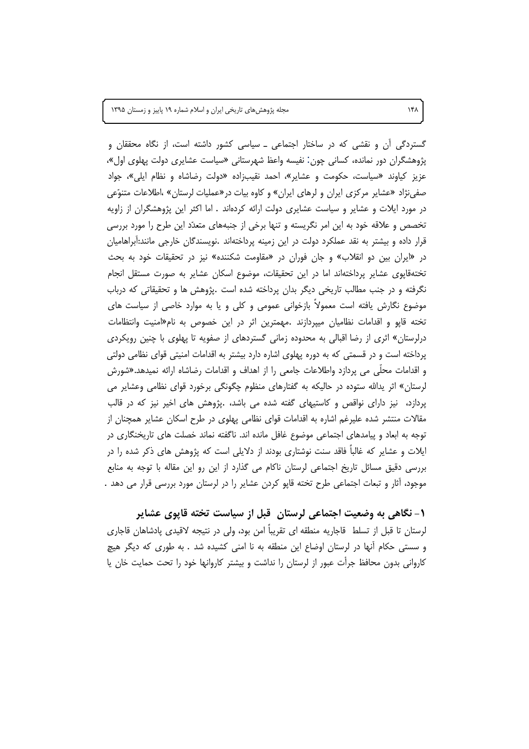گستردگی آن و نقشی که در ساختار اجتماعی ـ سیاسی کشور داشته است، از نگاه محققان و پژوهشگران دور نمانده، کسانی چون: نفیسه واعظ شهرستانی «سیاست عشایری دولت پهلوی اول»، عزیز کیاوند «سیاست، حکومت و عشایر»، احمد نقیب‌زاده «دولت رضاشاه و نظام ایلی»، جواد صفی‌نژاد «عشایر مرکزی ایران و لرهای ایران» و کاوه بیات در«عملیات لرستان» ،اطلاعات متنوّعی در مورد ایلات و عشایر و سیاست عشایری دولت ارائه کرده‌اند . اما اکثر این پژوهشگران از زاویه تخصص و علاقه خود به این امر نگریسته و تنها برخی از جنبه‌های متعدّد این طرح را مورد بررسی قرار داده و بیشتر به نقد عملکرد دولت در این زمینه پرداخته‌اند .نویسندگان خارجی مانند:آبراهامیان در «ایران بین دو انقلاب» و جان فوران در «مقاومت شکننده» نیز در تحقیقات خود به بحث تخته‌قاپوی عشایر پرداخته‌اند اما در این تحقیقات، موضوع اسکان عشایر به صورت مستقل انجام نگرفته و در جنب مطالب تاریخی دیگر بدان پرداخته شده است .پژوهش ها و تحقیقاتی که درباب موضوع نگارش یافته است معمولاً بازخوانی عمومی و کلی و یا به موارد خاصی از سیاست های تخته قاپو و اقدامات نظامیان میپردازند .مهمترین اثر در این خصوص به نام«امنیت وانتظامات درلرستان» اثری از رضا اقبالی به محدوده زمانی گسترده‌ای از صفویه تا پهلوی با چنین رویکردی پرداخته است و در قسمتی که به دوره پهلوی اشاره دارد بیشتر به اقدامات امنیتی قوای نظامی دولتی و اقدامات محلّی می پردازد واطلاعات جامعی را از اهداف و اقدامات رضاشاه ارائه نمیدهد.«شورش لرستان» اثر یدالله ستوده در حالیکه به گفتارهای منظوم چگونگی برخورد قوای نظامی وعشایر می پردازد، نیز دارای نواقص و کاستیهای گفته شده می باشد، .پژوهش های اخیر نیز که در قالب مقالات منتشر شده علیرغم اشاره به اقدامات قوای نظامی پهلوی در طرح اسکان عشایر همچنان از توجه به ابعاد و پیامدهای اجتماعی موضوع غافل مانده اند. ناگفته نماند خصلت های تاریخنگاری در ایلات و عشایر که غالباً فاقد سنت نوشتاری بودند از دلایلی است که پژوهش های ذکر شده را در بررسی دقیق مسائل تاریخ اجتماعی لرستان ناکام می گذارد از این رو این مقاله با توجه به منابع موجود، آثار و تبعات اجتماعی طرح تخته قاپو کردن عشایر را در لرستان مورد بررسی قرار می دهد .

## ۱- نگاهی به وضعیت اجتماعی لرستان قبل از سیاست تخته قاپوی عشایر

لرستان تا قبل از تسلط قاجاریه منطقه ای تقریباً امن بود، ولی در نتیجه لاقیدی پادشاهان قاجاری و سستی حکام آنها در لرستان اوضاع این منطقه به نا امنی کشیده شد . به طوری که دیگر هیچ کاروانی بدون محافظ جرأت عبور از لرستان را نداشت و بیشتر کاروانها خود را تحت حمایت خان یا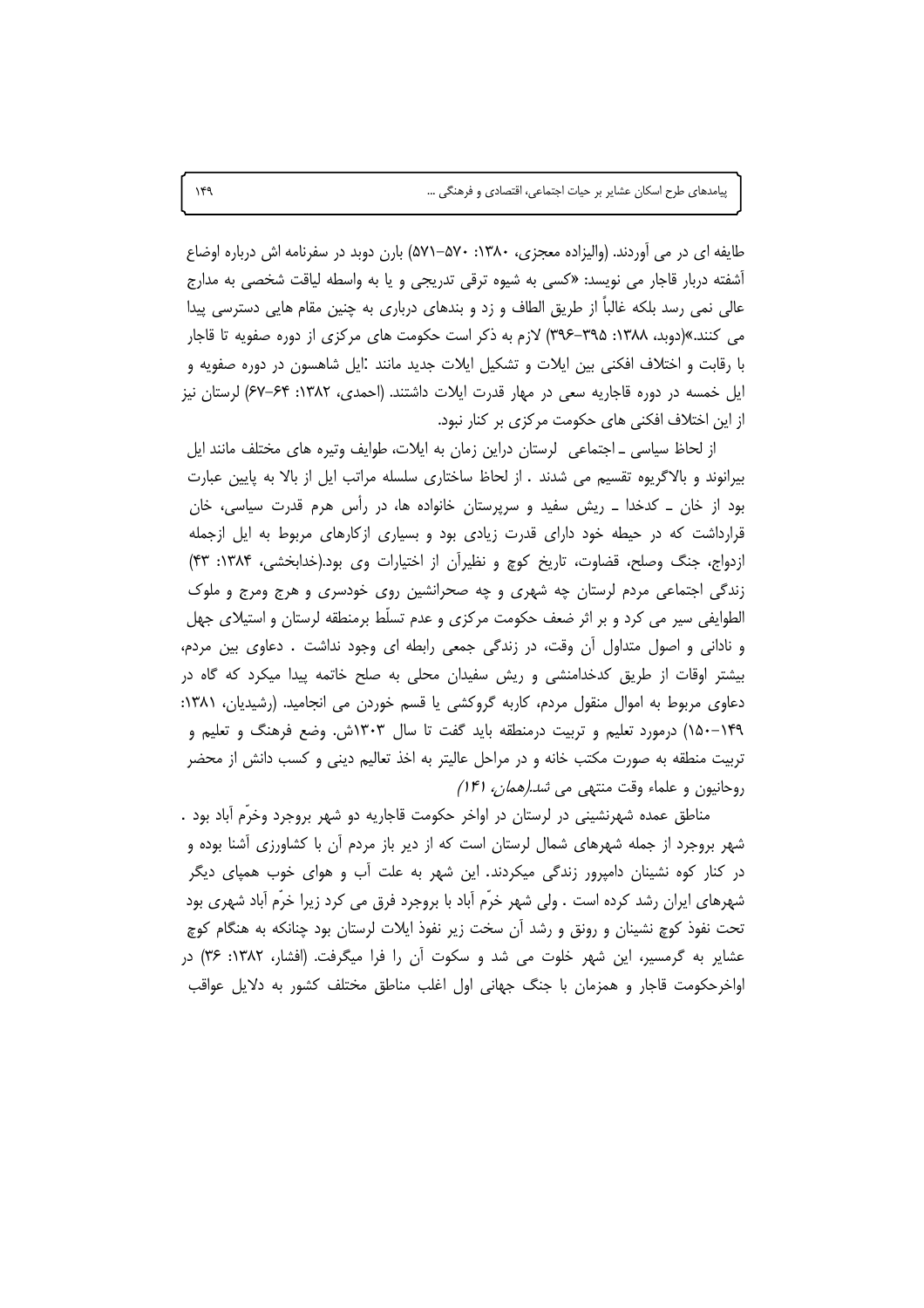طایفه ای در می آوردند. (والیزاده معجزی، ۱۳۸۰: ۵۷۰–۵۷۱) بارن دوبد در سفرنامه اش درباره اوضاع آشفته دربار قاجار می نویسد: «کسی به شیوه ترقی تدریجی و یا به واسطه لیاقت شخصی به مدارج عالی نمی رسد بلکه غالباً از طریق الطاف و زد و بندهای درباری به چنین مقام هایی دسترسی پیدا می کنند.»(دوبد، ۱۳۸۸: ۳۹۵–۳۹۶) لازم به ذکر است حکومت های مرکزی از دوره صفویه تا قاجار با رقابت و اختلاف افکنی بین ایلات و تشکیل ایلات جدید مانند :ایل شاهسون در دوره صفویه و ایل خمسه در دوره قاجاریه سعی در مهار قدرت ایلات داشتند. (احمدی، ۱۳۸۲: ۶۴–۶۷) لرستان نیز از این اختلاف افکنی های حکومت مرکزی بر کنار نبود.

از لحاظ سیاسی ـ اجتماعی لرستان دراین زمان به ایلات، طوایف وتیره های مختلف مانند ایل بیرانوند و بالاگریوه تقسیم می شدند . از لحاظ ساختاری سلسله مراتب ایل از بالا به پایین عبارت بود از خان ـ کدخدا ـ ریش سفید و سرپرستان خانواده ها، در رأس هرم قدرت سیاسی، خان قرارداشت که در حیطه خود دارای قدرت زیادی بود و بسیاری ازکارهای مربوط به ایل ازجمله ازدواج، جنگ وصلح، قضاوت، تاریخ کوچ و نظیرآن از اختیارات وی بود.(خدابخشی، ۱۳۸۴: ۴۳) زندگی اجتماعی مردم لرستان چه شهری و چه صحرانشین روی خودسری و هرج ومرج و ملوک الطوایفی سیر می کرد و بر اثر ضعف حکومت مرکزی و عدم تسلّط برمنطقه لرستان و استیلای جهل و نادانی و اصول متداول آن وقت، در زندگی جمعی رابطه ای وجود نداشت . دعاوی بین مردم، بیشتر اوقات از طریق کدخدامنشی و ریش سفیدان محلی به صلح خاتمه پیدا میکرد که گاه در دعاوی مربوط به اموال منقول مردم، کاربه گروکشی یا قسم خوردن می انجامید. (رشیدیان، ۱۳۸۱: ۱۴۹–۱۵۰) درمورد تعلیم و تربیت درمنطقه باید گفت تا سال ۱۳۰۳ش. وضع فرهنگ و تعلیم و تربیت منطقه به صورت مکتب خانه و در مراحل عالیتر به اخذ تعالیم دینی و کسب دانش از محضر روحانیون و علماء وقت منتهی می *شد.(همان، ۱۴۱)*

مناطق عمده شهرنشینی در لرستان در اواخر حکومت قاجاریه دو شهر بروجرد وخرّم آباد بود . شهر بروجرد از جمله شهرهای شمال لرستان است که از دیر باز مردم آن با کشاورزی آشنا بوده و در کنار کوه نشینان دامپرور زندگی میکردند. این شهر به علت آب و هوای خوب همپای دیگر شهرهای ایران رشد کرده است . ولی شهر خرّم آباد با بروجرد فرق می کرد زیرا خرّم آباد شهری بود تحت نفوذ کوچ نشینان و رونق و رشد آن سخت زیر نفوذ ایلات لرستان بود چنانکه به هنگام کوچ عشایر به گرمسیر، این شهر خلوت می شد و سکوت آن را فرا میگرفت. (افشار، ۱۳۸۲: ۳۶) در اواخرحکومت قاجار و همزمان با جنگ جهانی اول اغلب مناطق مختلف کشور به دلایل عواقب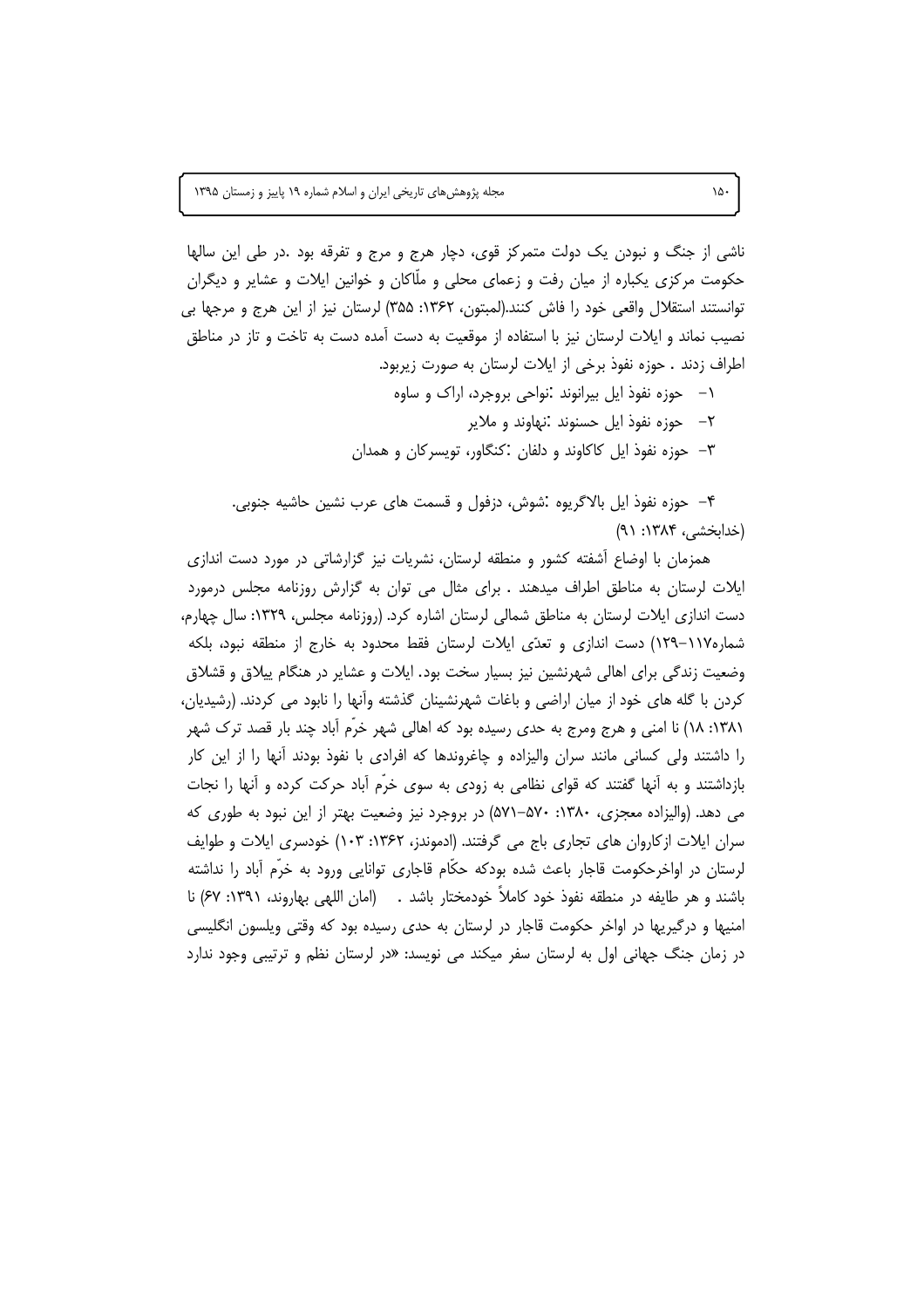ناشی از جنگ و نبودن یک دولت متمرکز قوی، دچار هرج و مرج و تفرقه بود .در طی این سالها حکومت مرکزی یکباره از میان رفت و زعمای محلی و ملّاکان و خوانین ایلات و عشایر و دیگران توانستند استقلال واقعی خود را فاش کنند.(لمبتون، ۱۳۶۲: ۳۵۵) لرستان نیز از این هرج و مرجها بی نصیب نماند و ایلات لرستان نیز با استفاده از موقعیت به دست آمده دست به تاخت و تاز در مناطق اطراف زدند . حوزه نفوذ برخی از ایلات لرستان به صورت زیربود.

۱- حوزه نفوذ ایل بیرانوند :نواحی بروجرد، اراک و ساوه

۲- حوزه نفوذ ایل حسنوند :نهاوند و ملایر

۳- حوزه نفوذ ایل کاکاوند و دلفان :کنگاور، تویسرکان و همدان

۴- حوزه نفوذ ایل بالاگریوه :شوش، دزفول و قسمت های عرب نشین حاشیه جنوبی. (خدابخشی، ۱۳۸۴: ۹۱)

همزمان با اوضاع آشفته کشور و منطقه لرستان، نشریات نیز گزارشاتی در مورد دست اندازی ایلات لرستان به مناطق اطراف میدهند . برای مثال می توان به گزارش روزنامه مجلس درمورد دست اندازی ایلات لرستان به مناطق شمالی لرستان اشاره کرد. (روزنامه مجلس، ۱۳۲۹: سال چهارم، شماره۱۱۷-۱۲۹) دست اندازی و تعدّی ایلات لرستان فقط محدود به خارج از منطقه نبود، بلکه وضعیت زندگی برای اهالی شهرنشین نیز بسیار سخت بود. ایلات و عشایر در هنگام ییلاق و قشلاق کردن با گله های خود از میان اراضی و باغات شهرنشینان گذشته وآنها را نابود می کردند. (رشیدیان، ۱۳۸۱: ۱۸) نا امنی و هرج ومرج به حدی رسیده بود که اهالی شهر خرّم آباد چند بار قصد ترک شهر را داشتند ولی کسانی مانند سران والیزاده و چاغروندها که افرادی با نفوذ بودند آنها را از این کار بازداشتند و به آنها گفتند که قوای نظامی به زودی به سوی خرّم آباد حرکت کرده و آنها را نجات می دهد. (والیزاده معجزی، ۱۳۸۰: ۵۷۰-۵۷۱) در بروجرد نیز وضعیت بهتر از این نبود به طوری که سران ایلات ازکاروان های تجاری باج می گرفتند. (ادموندز، ۱۳۶۲: ۱۰۳) خودسری ایلات و طوایف لرستان در اواخرحکومت قاجار باعث شده بودکه حکّام قاجاری توانایی ورود به خرّم آباد را نداشته باشند و هر طایفه در منطقه نفوذ خود کاملاً خودمختار باشد . (امان اللهی بهاروند، ۱۳۹۱: ۶۷) نا امنیها و درگیریها در اواخر حکومت قاجار در لرستان به حدی رسیده بود که وقتی ویلسون انگلیسی در زمان جنگ جهانی اول به لرستان سفر میکند می نویسد: «در لرستان نظم و ترتیبی وجود ندارد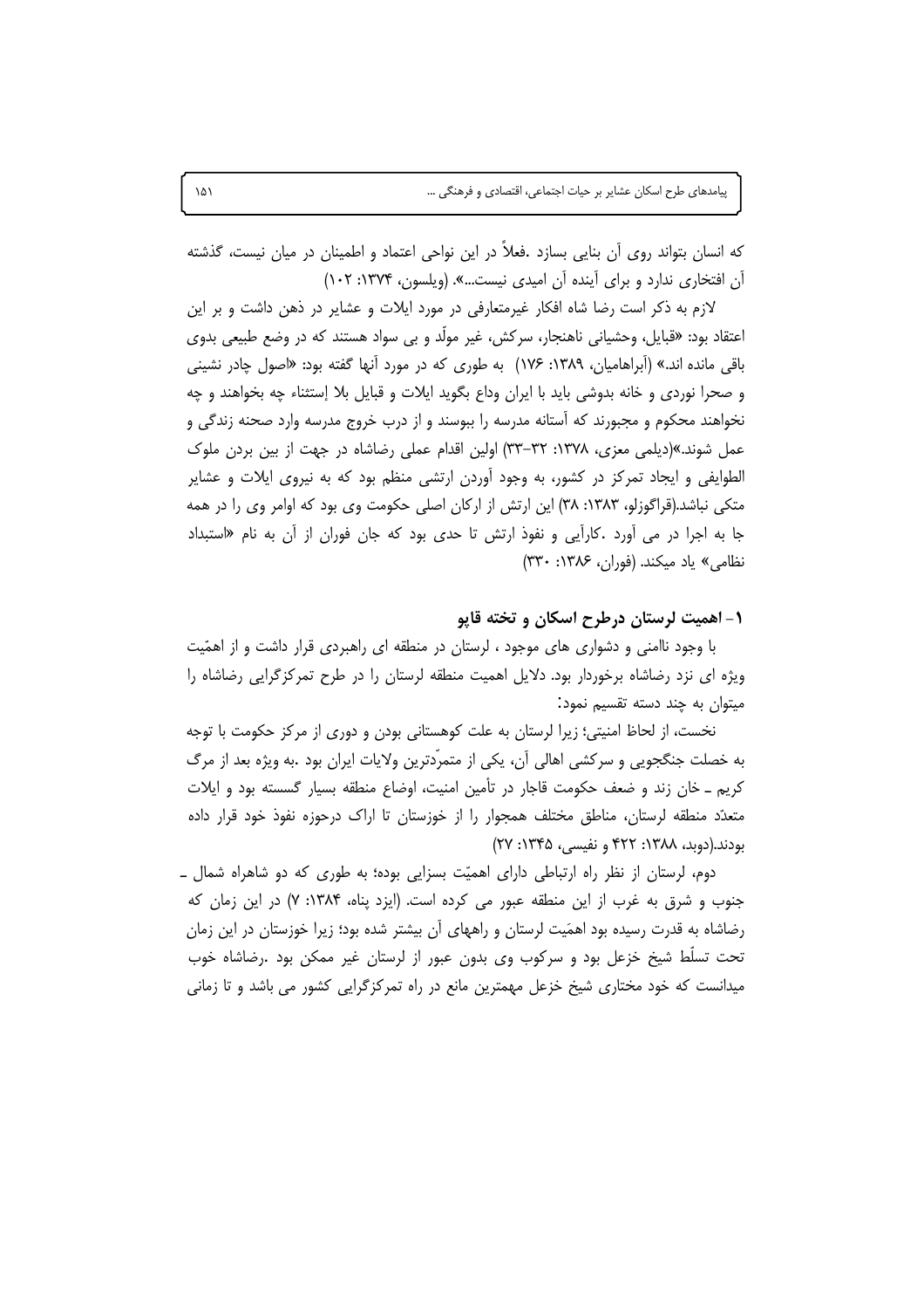که انسان بتواند روی آن بنایی بسازد .فعلاً در این نواحی اعتماد و اطمینان در میان نیست، گذشته آن افتخاری ندارد و برای آینده آن امیدی نیست...». (ویلسون، ۱۳۷۴: ۱۰۲)

لازم به ذکر است رضا شاه افکار غیرمتعارفی در مورد ایلات و عشایر در ذهن داشت و بر این اعتقاد بود: «قبایل، وحشیانی ناهنجار، سرکش، غیر مولّد و بی سواد هستند که در وضع طبیعی بدوی باقی مانده اند.» (آبراهامیان، ۱۳۸۹: ۱۷۶) به طوری که در مورد آنها گفته بود: «اصول چادر نشینی و صحرا نوردی و خانه بدوشی باید با ایران وداع بگوید ایلات و قبایل بلا إستثناء چه بخواهند و چه نخواهند محکوم و مجبورند که آستانه مدرسه را ببوسند و از درب خروج مدرسه وارد صحنه زندگی و عمل شوند.»(دیلمی معزی، ۱۳۷۸: ۳۲-۳۳) اولین اقدام عملی رضاشاه در جهت از بین بردن ملوک الطوایفی و ایجاد تمرکز در کشور، به وجود آوردن ارتشی منظم بود که به نیروی ایلات و عشایر متکی نباشد.(قراگوزلو، ۱۳۸۳: ۳۸) این ارتش از ارکان اصلی حکومت وی بود که اوامر وی را در همه جا به اجرا در می آورد .کارآیی و نفوذ ارتش تا حدی بود که جان فوران از آن به نام «استبداد نظامی» یاد میکند. (فوران، ۱۳۸۶: ۳۳۰)

## ۱- اهمیت لرستان درطرح اسکان و تخته قاپو

با وجود ناامنی و دشواری های موجود ، لرستان در منطقه ای راهبردی قرار داشت و از اهمّیت ویژه ای نزد رضاشاه برخوردار بود. دلایل اهمیت منطقه لرستان را در طرح تمرکزگرایی رضاشاه را میتوان به چند دسته تقسیم نمود:

نخست، از لحاظ امنیتی؛ زیرا لرستان به علت کوهستانی بودن و دوری از مرکز حکومت با توجه به خصلت جنگجویی و سرکشی اهالی آن، یکی از متمرّدترین ولایات ایران بود .به ویژه بعد از مرگ کریم ـ خان زند و ضعف حکومت قاجار در تأمین امنیت، اوضاع منطقه بسیار گسسته بود و ایلات متعدّد منطقه لرستان، مناطق مختلف همجوار را از خوزستان تا اراک درحوزه نفوذ خود قرار داده بودند.(دوبد، ۱۳۸۸: ۴۲۲ و نفیسی، ۱۳۴۵: ۲۷)

دوم، لرستان از نظر راه ارتباطی دارای اهمیّت بسزایی بوده؛ به طوری که دو شاهراه شمال ـ جنوب و شرق به غرب از این منطقه عبور می کرده است. (ایزد پناه، ۱۳۸۴: ۷) در این زمان که رضاشاه به قدرت رسیده بود اهمَیت لرستان و راههای آن بیشتر شده بود؛ زیرا خوزستان در این زمان تحت تسلّط شیخ خزعل بود و سرکوب وی بدون عبور از لرستان غیر ممکن بود .رضاشاه خوب میدانست که خود مختاری شیخ خزعل مهمترین مانع در راه تمرکزگرایی کشور می باشد و تا زمانی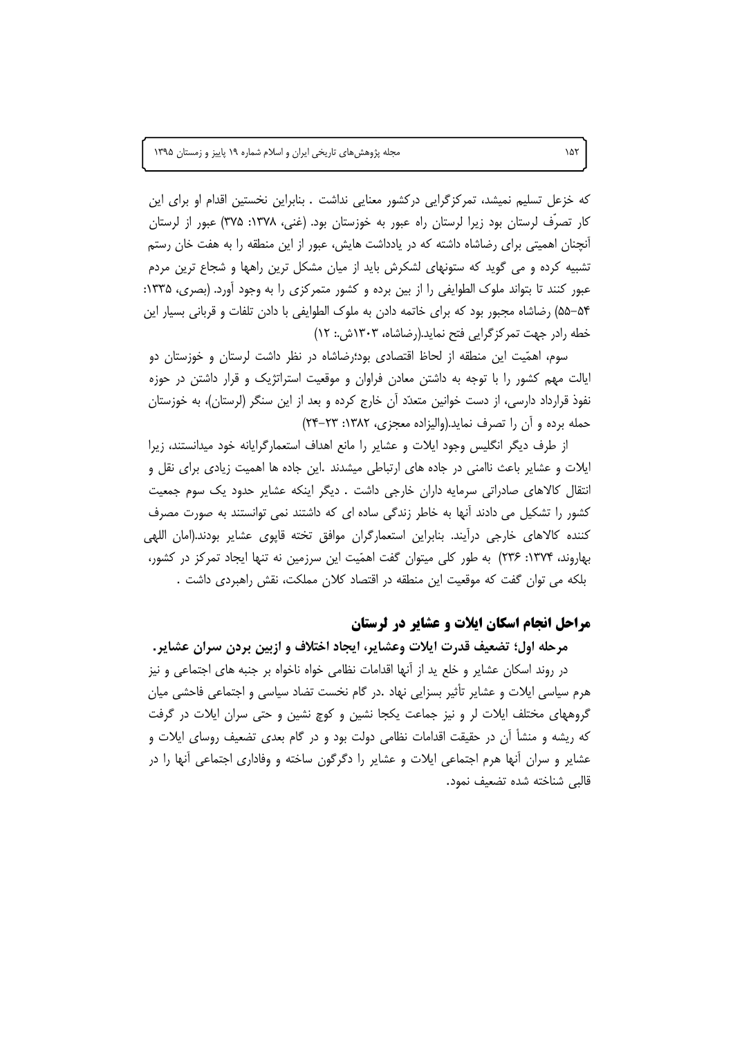که خزعل تسلیم نمیشد، تمرکزگرایی درکشور معنایی نداشت . بنابراین نخستین اقدام او برای این کار تصرّف لرستان بود زیرا لرستان راه عبور به خوزستان بود. (غنی، ۱۳۷۸: ۳۷۵) عبور از لرستان آنچنان اهمیتی برای رضاشاه داشته که در یادداشت هایش، عبور از این منطقه را به هفت خان رستم تشبیه کرده و می گوید که ستونهای لشکرش باید از میان مشکل ترین راهها و شجاع ترین مردم عبور کنند تا بتواند ملوک الطوایفی را از بین برده و کشور متمرکزی را به وجود آورد. (بصری، ۱۳۳۵: ۵۴-۵۵) رضاشاه مجبور بود که برای خاتمه دادن به ملوک الطوایفی با دادن تلفات و قربانی بسیار این خطه رادر جهت تمرکزگرایی فتح نماید.(رضاشاه، ۱۳۰۳ش.: ۱۲)

سوم، اهمّیت این منطقه از لحاظ اقتصادی بود؛رضاشاه در نظر داشت لرستان و خوزستان دو ایالت مهم کشور را با توجه به داشتن معادن فراوان و موقعیت استراتژیک و قرار داشتن در حوزه نفوذ قرارداد دارسی، از دست خوانین متعدّد آن خارج کرده و بعد از این سنگر (لرستان)، به خوزستان حمله برده و آن را تصرف نماید.(والیزاده معجزی، ۱۳۸۲: ۲۳-۲۴)

از طرف دیگر انگلیس وجود ایلات و عشایر را مانع اهداف استعمارگرایانه خود میدانستند، زیرا ایلات و عشایر باعث ناامنی در جاده های ارتباطی میشدند .این جاده ها اهمیت زیادی برای نقل و انتقال کالاهای صادراتی سرمایه داران خارجی داشت . دیگر اینکه عشایر حدود یک سوم جمعیت کشور را تشکیل می دادند آنها به خاطر زندگی ساده ای که داشتند نمی توانستند به صورت مصرف کننده کالاهای خارجی درآیند. بنابراین استعمارگران موافق تخته قاپوی عشایر بودند.(امان اللهی بهاروند، ۱۳۷۴: ۲۳۶) به طور کلی میتوان گفت اهمّیت این سرزمین نه تنها ایجاد تمرکز در کشور، بلکه می توان گفت که موقعیت این منطقه در اقتصاد کلان مملکت، نقش راهبردی داشت .

## مراحل انجام اسکان ایلات و عشایر در لرستان

### مرحله اول؛ تضعیف قدرت ایلات وعشایر، ایجاد اختلاف و ازبین بردن سران عشایر.

در روند اسکان عشایر و خلع ید از آنها اقدامات نظامی خواه ناخواه بر جنبه های اجتماعی و نیز هرم سیاسی ایلات و عشایر تأثیر بسزایی نهاد .در گام نخست تضاد سیاسی و اجتماعی فاحشی میان گروههای مختلف ایلات لر و نیز جماعت یکجا نشین و کوچ نشین و حتی سران ایلات در گرفت که ریشه و منشأ آن در حقیقت اقدامات نظامی دولت بود و در گام بعدی تضعیف روسای ایلات و عشایر و سران آنها هرم اجتماعی ایلات و عشایر را دگرگون ساخته و وفاداری اجتماعی آنها را در قالبی شناخته شده تضعیف نمود.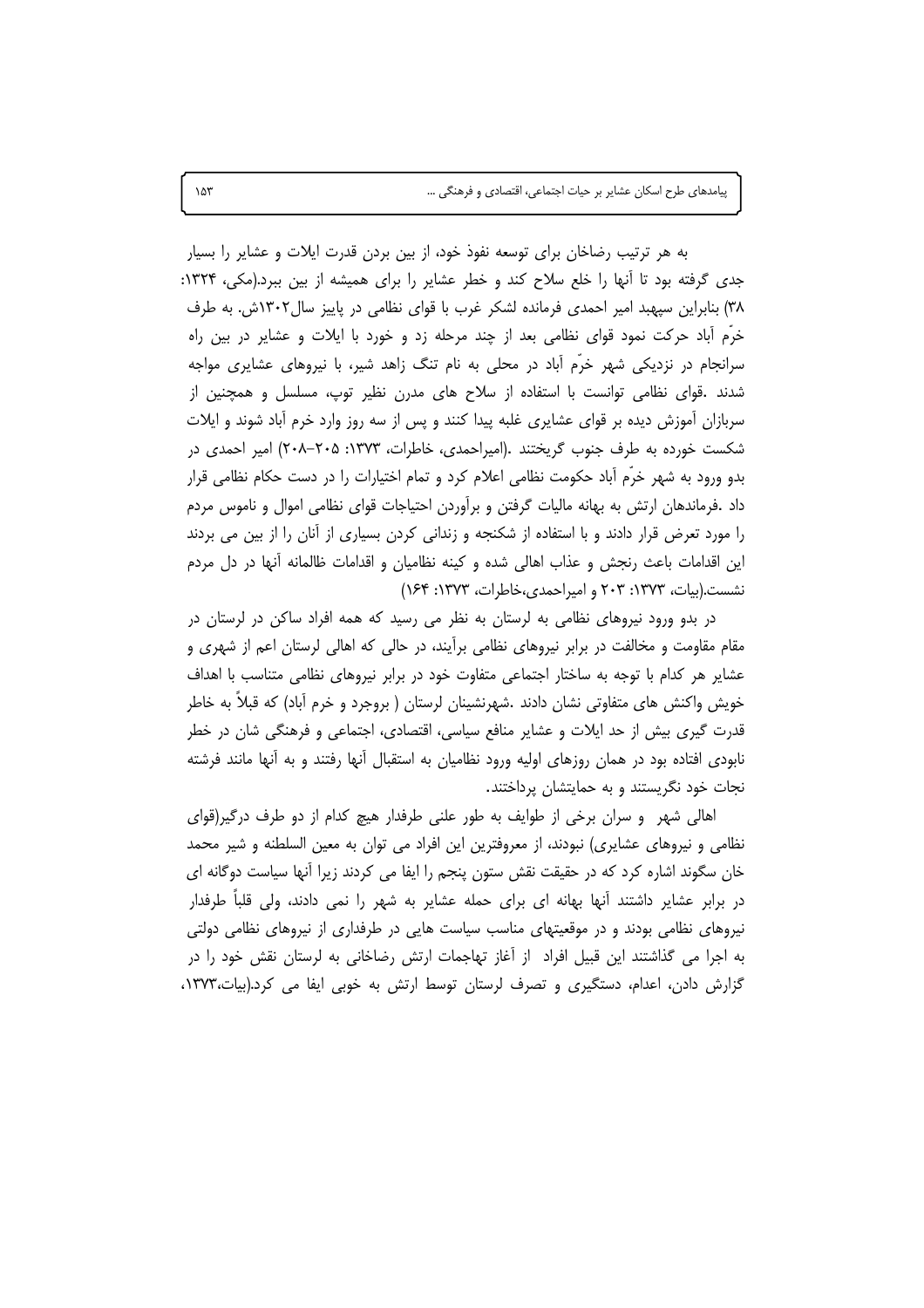به هر ترتیب رضاخان برای توسعه نفوذ خود، از بین بردن قدرت ایلات و عشایر را بسیار جدی گرفته بود تا آنها را خلع سلاح کند و خطر عشایر را برای همیشه از بین ببرد.(مکی، ۱۳۲۴: ۳۸) بنابراین سپهبد امیر احمدی فرمانده لشکر غرب با قوای نظامی در پاییز سال۱۳۰۲ش. به طرف خرّم آباد حرکت نمود قوای نظامی بعد از چند مرحله زد و خورد با ایلات و عشایر در بین راه سرانجام در نزدیکی شهر خرّم آباد در محلی به نام تنگ زاهد شیر، با نیروهای عشایری مواجه شدند .قوای نظامی توانست با استفاده از سلاح های مدرن نظیر توپ، مسلسل و همچنین از سربازان آموزش دیده بر قوای عشایری غلبه پیدا کنند و پس از سه روز وارد خرم آباد شوند و ایلات شکست خورده به طرف جنوب گریختند .(امیراحمدی، خاطرات، ۱۳۷۳: ۲۰۵-۲۰۸) امیر احمدی در بدو ورود به شهر خرّم آباد حکومت نظامی اعلام کرد و تمام اختیارات را در دست حکام نظامی قرار داد .فرماندهان ارتش به بهانه مالیات گرفتن و برآوردن احتیاجات قوای نظامی اموال و ناموس مردم را مورد تعرض قرار دادند و با استفاده از شکنجه و زندانی کردن بسیاری از آنان را از بین می بردند این اقدامات باعث رنجش و عذاب اهالی شده و کینه نظامیان و اقدامات ظالمانه آنها در دل مردم نشست.(بیات، ۱۳۷۳: ۲۰۳ و امیراحمدی،خاطرات، ۱۳۷۳: ۱۶۴)

در بدو ورود نیروهای نظامی به لرستان به نظر می رسید که همه افراد ساکن در لرستان در مقام مقاومت و مخالفت در برابر نیروهای نظامی برآیند، در حالی که اهالی لرستان اعم از شهری و عشایر هر کدام با توجه به ساختار اجتماعی متفاوت خود در برابر نیروهای نظامی متناسب با اهداف خویش واکنش های متفاوتی نشان دادند .شهرنشینان لرستان ( بروجرد و خرم آباد) که قبلاً به خاطر قدرت گیری بیش از حد ایلات و عشایر منافع سیاسی، اقتصادی، اجتماعی و فرهنگی شان در خطر نابودی افتاده بود در همان روزهای اولیه ورود نظامیان به استقبال آنها رفتند و به آنها مانند فرشته نجات خود نگریستند و به حمایتشان پرداختند.

اهالی شهر و سران برخی از طوایف به طور علنی طرفدار هیچ کدام از دو طرف درگیر(قوای نظامی و نیروهای عشایری) نبودند، از معروفترین این افراد می توان به معین السلطنه و شیر محمد خان سگوند اشاره کرد که در حقیقت نقش ستون پنجم را ایفا می کردند زیرا آنها سیاست دوگانه ای در برابر عشایر داشتند آنها بهانه ای برای حمله عشایر به شهر را نمی دادند، ولی قلباً طرفدار نیروهای نظامی بودند و در موقعیتهای مناسب سیاست هایی در طرفداری از نیروهای نظامی دولتی به اجرا می گذاشتند این قبیل افراد از آغاز تهاجمات ارتش رضاخانی به لرستان نقش خود را در گزارش دادن، اعدام، دستگیری و تصرف لرستان توسط ارتش به خوبی ایفا می کرد.(بیات،۱۳۷۳،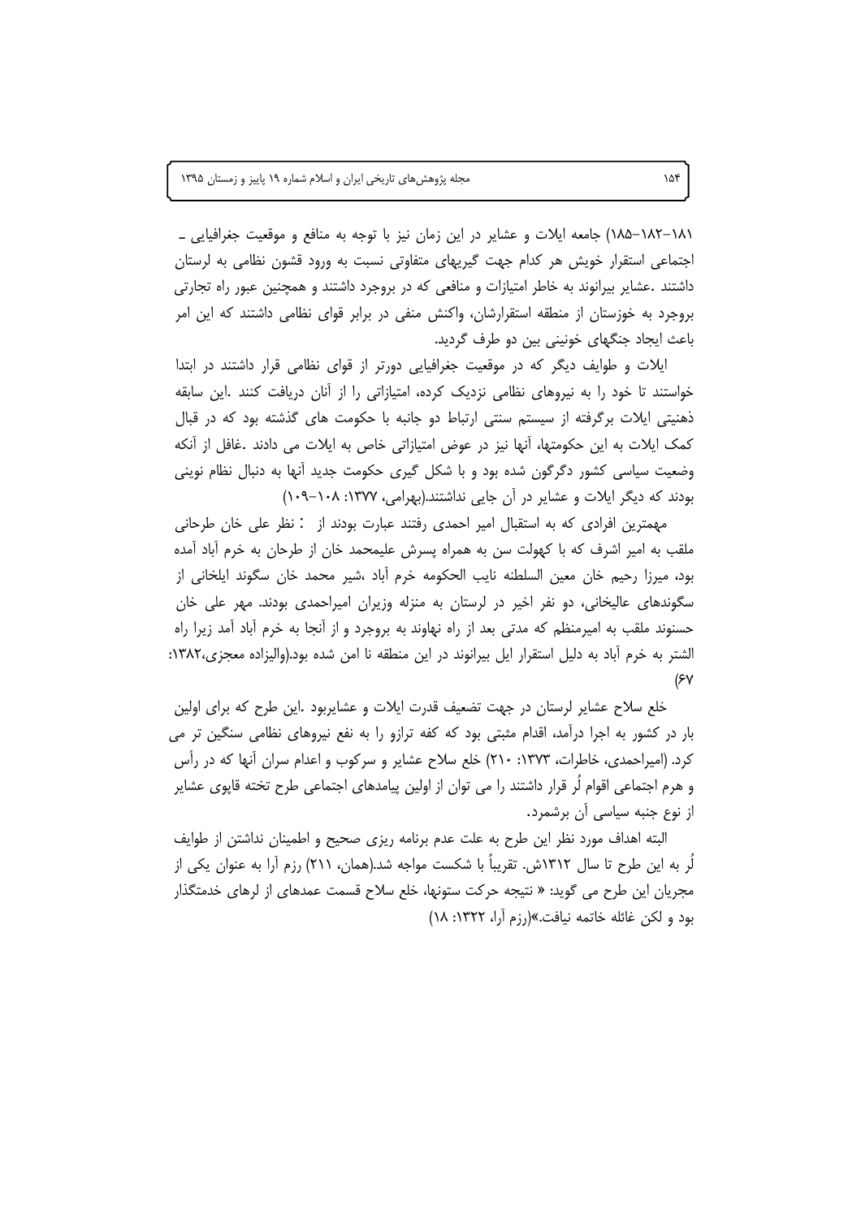۱۸۱–۱۸۲–۱۸۵) جامعه ایلات و عشایر در این زمان نیز با توجه به منافع و موقعیت جغرافیایی ـ اجتماعی استقرار خویش هر کدام جهت گیریهای متفاوتی نسبت به ورود قشون نظامی به لرستان داشتند .عشایر بیرانوند به خاطر امتیازات و منافعی که در بروجرد داشتند و همچنین عبور راه تجارتی بروجرد به خوزستان از منطقه استقرارشان، واکنش منفی در برابر قوای نظامی داشتند که این امر باعث ایجاد جنگهای خونینی بین دو طرف گردید.

ایلات و طوایف دیگر که در موقعیت جغرافیایی دورتر از قوای نظامی قرار داشتند در ابتدا خواستند تا خود را به نیروهای نظامی نزدیک کرده، امتیازاتی را از آنان دریافت کنند .این سابقه ذهنیتی ایلات برگرفته از سیستم سنتی ارتباط دو جانبه با حکومت های گذشته بود که در قبال کمک ایلات به این حکومتها، آنها نیز در عوض امتیازاتی خاص به ایلات می دادند .غافل از آنکه وضعیت سیاسی کشور دگرگون شده بود و با شکل گیری حکومت جدید آنها به دنبال نظام نوینی بودند که دیگر ایلات و عشایر در آن جایی نداشتند.(بهرامی، ۱۳۷۷: ۱۰۸–۱۰۹)

مهمترین افرادی که به استقبال امیر احمدی رفتند عبارت بودند از : نظر علی خان طرحانی ملقب به امیر اشرف که با کهولت سن به همراه پسرش علیمحمد خان از طرحان به خرم آباد آمده بود، میرزا رحیم خان معین السلطنه نایب الحکومه خرم آباد ،شیر محمد خان سگوند ایلخانی از سگوندهای عالیخانی، دو نفر اخیر در لرستان به منزله وزیران امیراحمدی بودند. مهر علی خان حسنوند ملقب به امیرمنظم که مدتی بعد از راه نهاوند به بروجرد و از آنجا به خرم آباد آمد زیرا راه الشتر به خرم آباد به دلیل استقرار ایل بیرانوند در این منطقه نا امن شده بود.(والیزاده معجزی،۱۳۸۲: ۶۷)

خلع سلاح عشایر لرستان در جهت تضعیف قدرت ایلات و عشایربود .این طرح که برای اولین بار در کشور به اجرا درآمد، اقدام مثبتی بود که کفه ترازو را به نفع نیروهای نظامی سنگین تر می کرد. (امیراحمدی، خاطرات، ۱۳۷۳: ۲۱۰) خلع سلاح عشایر و سرکوب و اعدام سران آنها که در رأس و هرم اجتماعی اقوام لُر قرار داشتند را می توان از اولین پیامدهای اجتماعی طرح تخته قاپوی عشایر از نوع جنبه سیاسی آن برشمرد.

البته اهداف مورد نظر این طرح به علت عدم برنامه ریزی صحیح و اطمینان نداشتن از طوایف لُر به این طرح تا سال ۱۳۱۲ش. تقریباً با شکست مواجه شد.(همان، ۲۱۱) رزم آرا به عنوان یکی از مجریان این طرح می گوید: « نتیجه حرکت ستونها، خلع سلاح قسمت عمدهای از لرهای خدمتگذار بود و لکن غائله خاتمه نیافت.»(رزم آرا، ۱۳۲۲: ۱۸)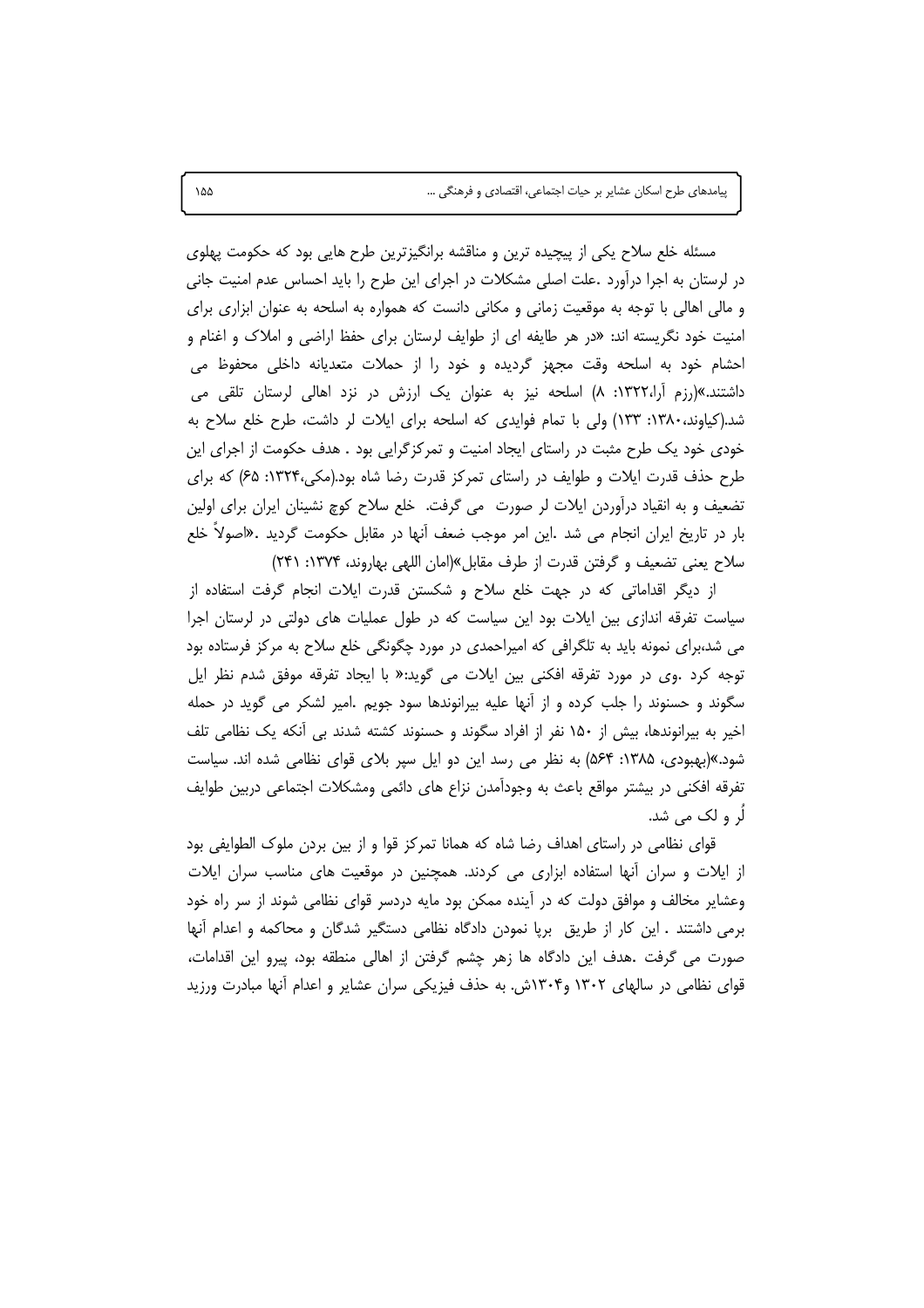مسئله خلع سلاح یکی از پیچیده ترین و مناقشه برانگیزترین طرح هایی بود که حکومت پهلوی در لرستان به اجرا درآورد .علت اصلی مشکلات در اجرای این طرح را باید احساس عدم امنیت جانی و مالی اهالی با توجه به موقعیت زمانی و مکانی دانست که همواره به اسلحه به عنوان ابزاری برای امنیت خود نگریسته اند: «در هر طایفه ای از طوایف لرستان برای حفظ اراضی و املاک و اغنام و احشام خود به اسلحه وقت مجهز گردیده و خود را از حملات متعدیانه داخلی محفوظ می داشتند.»(رزم آرا،۱۳۲۲: ۸) اسلحه نیز به عنوان یک ارزش در نزد اهالی لرستان تلقی می شد.(کیاوند،۱۳۸۰: ۱۳۳) ولی با تمام فوایدی که اسلحه برای ایلات لر داشت، طرح خلع سلاح به خودی خود یک طرح مثبت در راستای ایجاد امنیت و تمرکزگرایی بود . هدف حکومت از اجرای این طرح حذف قدرت ایلات و طوایف در راستای تمرکز قدرت رضا شاه بود.(مکی،۱۳۲۴: ۶۵) که برای تضعیف و به انقیاد درآوردن ایلات لر صورت  می گرفت.  خلع سلاح کوچ نشینان ایران برای اولین بار در تاریخ ایران انجام می شد .این امر موجب ضعف آنها در مقابل حکومت گردید .«اصولاً خلع سلاح یعنی تضعیف و گرفتن قدرت از طرف مقابل»(امان اللهی بهاروند، ۱۳۷۴: ۲۴۱)

از دیگر اقداماتی که در جهت خلع سلاح و شکستن قدرت ایلات انجام گرفت استفاده از سیاست تفرقه اندازی بین ایلات بود این سیاست که در طول عملیات های دولتی در لرستان اجرا می شد،برای نمونه باید به تلگرافی که امیراحمدی در مورد چگونگی خلع سلاح به مرکز فرستاده بود توجه کرد .وی در مورد تفرقه افکنی بین ایلات می گوید:« با ایجاد تفرقه موفق شدم نظر ایل سگوند و حسنوند را جلب کرده و از آنها علیه بیرانوندها سود جویم .امیر لشکر می گوید در حمله اخیر به بیرانوندها، بیش از ۱۵۰ نفر از افراد سگوند و حسنوند کشته شدند بی آنکه یک نظامی تلف شود.»(بهبودی، ۱۳۸۵: ۵۶۴) به نظر می رسد این دو ایل سپر بلای قوای نظامی شده اند. سیاست تفرقه افکنی در بیشتر مواقع باعث به وجودآمدن نزاع های دائمی ومشکلات اجتماعی دربین طوایف لُر و لک می شد.

قوای نظامی در راستای اهداف رضا شاه که همانا تمرکز قوا و از بین بردن ملوک الطوایفی بود از ایلات و سران آنها استفاده ابزاری می کردند. همچنین در موقعیت های مناسب سران ایلات وعشایر مخالف و موافق دولت که در آینده ممکن بود مایه دردسر قوای نظامی شوند از سر راه خود برمی داشتند . این کار از طریق  برپا نمودن دادگاه نظامی دستگیر شدگان و محاکمه و اعدام آنها صورت می گرفت .هدف این دادگاه ها زهر چشم گرفتن از اهالی منطقه بود، پیرو این اقدامات، قوای نظامی در سالهای ۱۳۰۲ و۱۳۰۴ش. به حذف فیزیکی سران عشایر و اعدام آنها مبادرت ورزید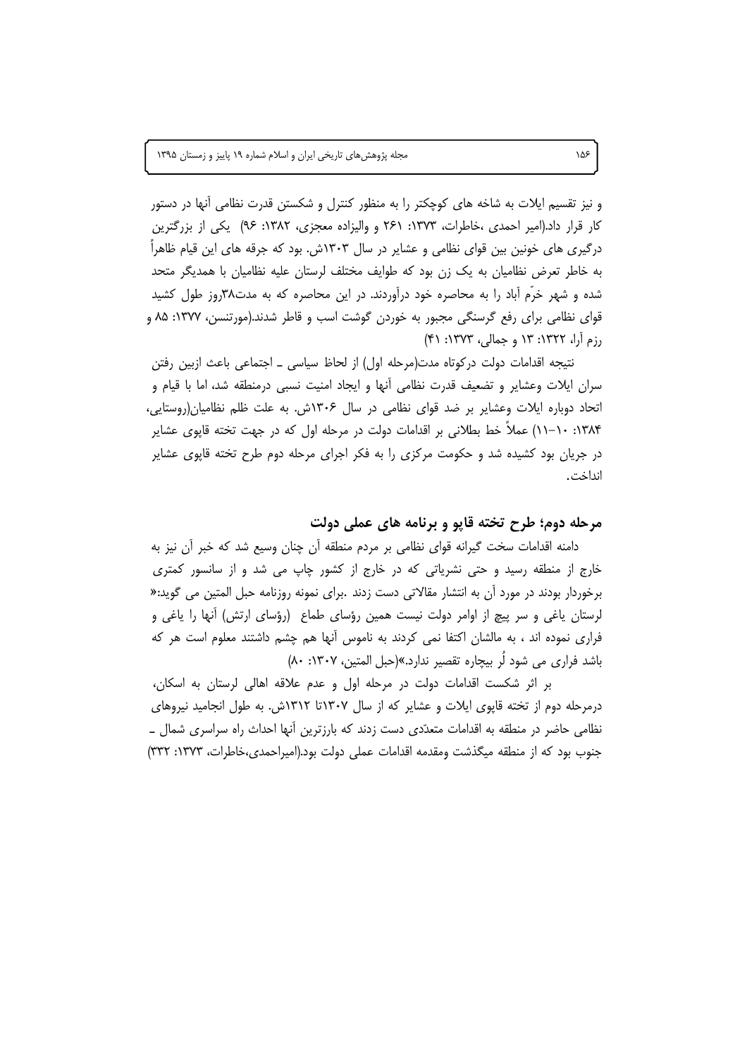و نیز تقسیم ایلات به شاخه های کوچکتر را به منظور کنترل و شکستن قدرت نظامی آنها در دستور کار قرار داد.(امیر احمدی ،خاطرات، ۱۳۷۳: ۲۶۱ و والیزاده معجزی، ۱۳۸۲: ۹۶) یکی از بزرگترین درگیری های خونین بین قوای نظامی و عشایر در سال ۱۳۰۳ش. بود که جرقه های این قیام ظاهراً به خاطر تعرض نظامیان به یک زن بود که طوایف مختلف لرستان علیه نظامیان با همدیگر متحد شده و شهر خرّم آباد را به محاصره خود درآوردند. در این محاصره که به مدت۳۸روز طول کشید قوای نظامی برای رفع گرسنگی مجبور به خوردن گوشت اسب و قاطر شدند.(مورتنسن، ۱۳۷۷: ۸۵ و رزم آرا، ۱۳۲۲: ۱۳ و جمالی، ۱۳۷۳: ۴۱)

نتیجه اقدامات دولت درکوتاه مدت(مرحله اول) از لحاظ سیاسی ـ اجتماعی باعث ازبین رفتن سران ایلات وعشایر و تضعیف قدرت نظامی آنها و ایجاد امنیت نسبی درمنطقه شد، اما با قیام و اتحاد دوباره ایلات وعشایر بر ضد قوای نظامی در سال ۱۳۰۶ش. به علت ظلم نظامیان(روستایی، ۱۳۸۴: ۱۰-۱۱) عملاً خط بطلانی بر اقدامات دولت در مرحله اول که در جهت تخته قاپوی عشایر در جریان بود کشیده شد و حکومت مرکزی را به فکر اجرای مرحله دوم طرح تخته قاپوی عشایر انداخت.

## مرحله دوم؛ طرح تخته قاپو و برنامه های عملی دولت

دامنه اقدامات سخت گیرانه قوای نظامی بر مردم منطقه آن چنان وسیع شد که خبر آن نیز به خارج از منطقه رسید و حتی نشریاتی که در خارج از کشور چاپ می شد و از سانسور کمتری برخوردار بودند در مورد آن به انتشار مقالاتی دست زدند .برای نمونه روزنامه حبل المتین می گوید:« لرستان یاغی و سر پیچ از اوامر دولت نیست همین رؤسای طماع (رؤسای ارتش) آنها را یاغی و فراری نموده اند ، به مالشان اکتفا نمی کردند به ناموس آنها هم چشم داشتند معلوم است هر که باشد فراری می شود لُر بیچاره تقصیر ندارد.»(حبل المتین، ۱۳۰۷: ۸۰)

بر اثر شکست اقدامات دولت در مرحله اول و عدم علاقه اهالی لرستان به اسکان، درمرحله دوم از تخته قاپوی ایلات و عشایر که از سال ۱۳۰۷تا ۱۳۱۲ش. به طول انجامید نیروهای نظامی حاضر در منطقه به اقدامات متعدّدی دست زدند که بارزترین آنها احداث راه سراسری شمال ـ جنوب بود که از منطقه میگذشت ومقدمه اقدامات عملی دولت بود.(امیراحمدی،خاطرات، ۱۳۷۳: ۳۳۲)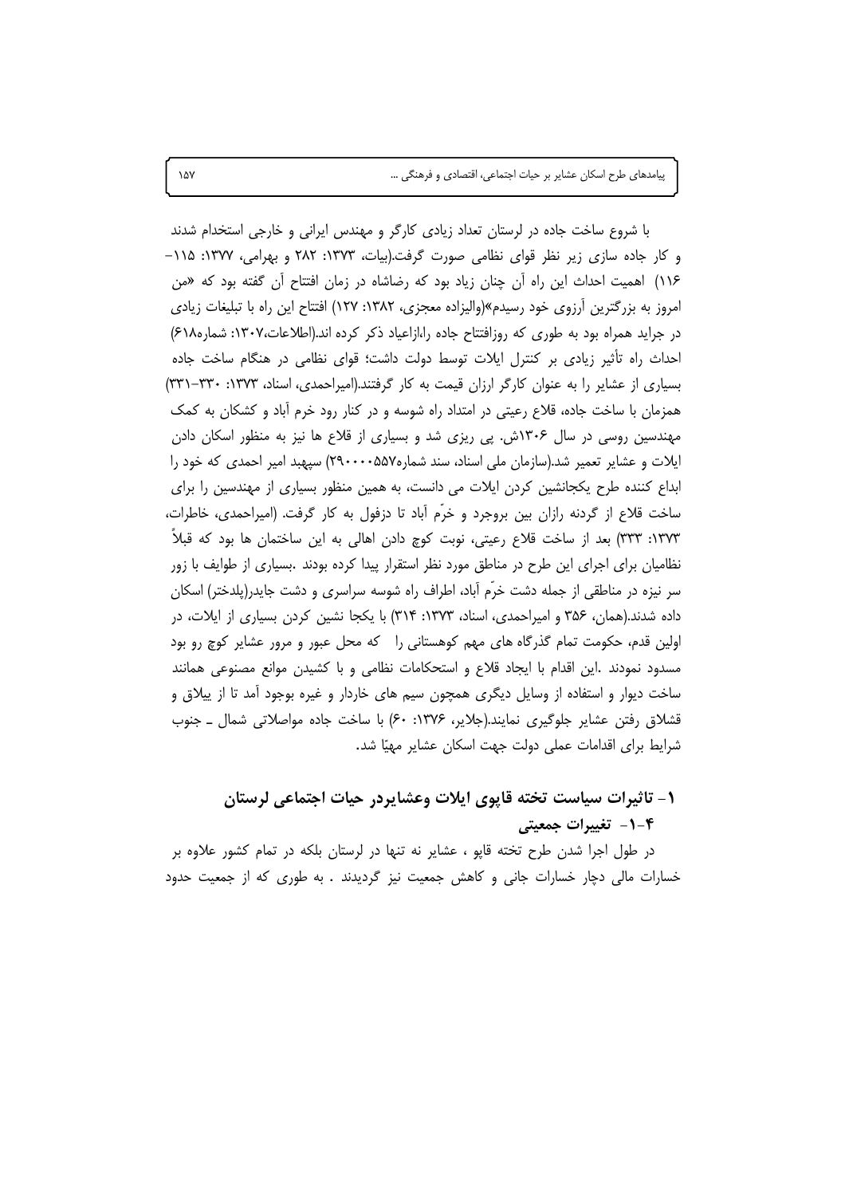با شروع ساخت جاده در لرستان تعداد زیادی کارگر و مهندس ایرانی و خارجی استخدام شدند و کار جاده سازی زیر نظر قوای نظامی صورت گرفت.(بیات، ۱۳۷۳: ۲۸۲ و بهرامی، ۱۳۷۷: ۱۱۵-۱۱۶) اهمیت احداث این راه آن چنان زیاد بود که رضاشاه در زمان افتتاح آن گفته بود که «من امروز به بزرگترین آرزوی خود رسیدم»(والیزاده معجزی، ۱۳۸۲: ۱۲۷) افتتاح این راه با تبلیغات زیادی در جراید همراه بود به طوری که روزافتتاح جاده را،ازاعیاد ذکر کرده اند.(اطلاعات،۱۳۰۷: شماره۶۱۸) احداث راه تأثیر زیادی بر کنترل ایلات توسط دولت داشت؛ قوای نظامی در هنگام ساخت جاده بسیاری از عشایر را به عنوان کارگر ارزان قیمت به کار گرفتند.(امیراحمدی، اسناد، ۱۳۷۳: ۳۳۰-۳۳۱) همزمان با ساخت جاده، قلاع رعیتی در امتداد راه شوسه و در کنار رود خرم آباد و کشکان به کمک مهندسین روسی در سال ۱۳۰۶ش. پی ریزی شد و بسیاری از قلاع ها نیز به منظور اسکان دادن ایلات و عشایر تعمیر شد.(سازمان ملی اسناد، سند شماره۲۹۰۰۰۰۵۵۷) سپهبد امیر احمدی که خود را ابداع کننده طرح یکجانشین کردن ایلات می دانست، به همین منظور بسیاری از مهندسین را برای ساخت قلاع از گردنه رازان بین بروجرد و خرّم آباد تا دزفول به کار گرفت. (امیراحمدی، خاطرات، ۱۳۷۳: ۳۳۳) بعد از ساخت قلاع رعیتی، نوبت کوچ دادن اهالی به این ساختمان ها بود که قبلاً نظامیان برای اجرای این طرح در مناطق مورد نظر استقرار پیدا کرده بودند .بسیاری از طوایف با زور سر نیزه در مناطقی از جمله دشت خرّم آباد، اطراف راه شوسه سراسری و دشت جایدر(پلدختر) اسکان داده شدند.(همان، ۳۵۶ و امیراحمدی، اسناد، ۱۳۷۳: ۳۱۴) با یکجا نشین کردن بسیاری از ایلات، در اولین قدم، حکومت تمام گذرگاه های مهم کوهستانی را که محل عبور و مرور عشایر کوچ رو بود مسدود نمودند .این اقدام با ایجاد قلاع و استحکامات نظامی و با کشیدن موانع مصنوعی همانند ساخت دیوار و استفاده از وسایل دیگری همچون سیم های خاردار و غیره بوجود آمد تا از ییلاق و قشلاق رفتن عشایر جلوگیری نمایند.(جلایر، ۱۳۷۶: ۶۰) با ساخت جاده مواصلاتی شمال ـ جنوب شرایط برای اقدامات عملی دولت جهت اسکان عشایر مهیّا شد.

## ۱- تاثیرات سیاست تخته قاپوی ایلات وعشایردر حیات اجتماعی لرستان

### ۴-۱- تغییرات جمعیتی

در طول اجرا شدن طرح تخته قاپو ، عشایر نه تنها در لرستان بلکه در تمام کشور علاوه بر خسارات مالی دچار خسارات جانی و کاهش جمعیت نیز گردیدند . به طوری که از جمعیت حدود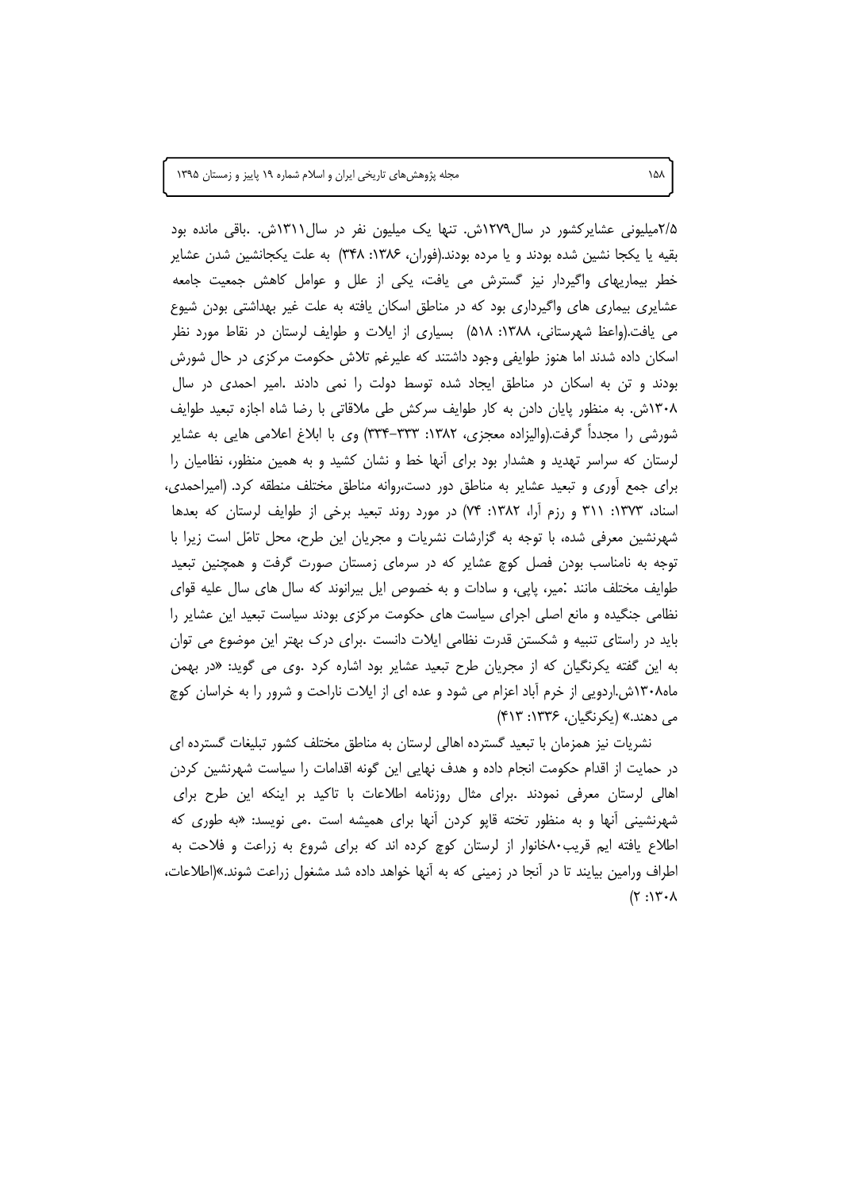۲/۵میلیونی عشایرکشور در سال۱۲۷۹ش. تنها یک میلیون نفر در سال۱۳۱۱ش. .باقی مانده بود بقیه یا یکجا نشین شده بودند و یا مرده بودند.(فوران، ۱۳۸۶: ۳۴۸) به علت یکجانشین شدن عشایر خطر بیماریهای واگیردار نیز گسترش می یافت، یکی از علل و عوامل کاهش جمعیت جامعه عشایری بیماری های واگیرداری بود که در مناطق اسکان یافته به علت غیر بهداشتی بودن شیوع می یافت.(واعظ شهرستانی، ۱۳۸۸: ۵۱۸) بسیاری از ایلات و طوایف لرستان در نقاط مورد نظر اسکان داده شدند اما هنوز طوایفی وجود داشتند که علیرغم تلاش حکومت مرکزی در حال شورش بودند و تن به اسکان در مناطق ایجاد شده توسط دولت را نمی دادند .امیر احمدی در سال ۱۳۰۸ش. به منظور پایان دادن به کار طوایف سرکش طی ملاقاتی با رضا شاه اجازه تبعید طوایف شورشی را مجدداً گرفت.(والیزاده معجزی، ۱۳۸۲: ۳۳۳-۳۳۴) وی با ابلاغ اعلامی هایی به عشایر لرستان که سراسر تهدید و هشدار بود برای آنها خط و نشان کشید و به همین منظور، نظامیان را برای جمع آوری و تبعید عشایر به مناطق دور دست،روانه مناطق مختلف منطقه کرد. (امیراحمدی، اسناد، ۱۳۷۳: ۳۱۱ و رزم آرا، ۱۳۸۲: ۷۴) در مورد روند تبعید برخی از طوایف لرستان که بعدها شهرنشین معرفی شده، با توجه به گزارشات نشریات و مجریان این طرح، محل تامّل است زیرا با توجه به نامناسب بودن فصل کوچ عشایر که در سرمای زمستان صورت گرفت و همچنین تبعید طوایف مختلف مانند :میر، پاپی، و سادات و به خصوص ایل بیرانوند که سال های سال علیه قوای نظامی جنگیده و مانع اصلی اجرای سیاست های حکومت مرکزی بودند سیاست تبعید این عشایر را باید در راستای تنبیه و شکستن قدرت نظامی ایلات دانست .برای درک بهتر این موضوع می توان به این گفته یکرنگیان که از مجریان طرح تبعید عشایر بود اشاره کرد .وی می گوید: «در بهمن ماه۱۳۰۸ش.اردویی از خرم آباد اعزام می شود و عده ای از ایلات ناراحت و شرور را به خراسان کوچ می دهند.» (یکرنگیان، ۱۳۳۶: ۴۱۳)

نشریات نیز همزمان با تبعید گسترده اهالی لرستان به مناطق مختلف کشور تبلیغات گسترده ای در حمایت از اقدام حکومت انجام داده و هدف نهایی این گونه اقدامات را سیاست شهرنشین کردن اهالی لرستان معرفی نمودند .برای مثال روزنامه اطلاعات با تاکید بر اینکه این طرح برای شهرنشینی آنها و به منظور تخته قاپو کردن آنها برای همیشه است .می نویسد: «به طوری که اطلاع یافته ایم قریب۸۰خانوار از لرستان کوچ کرده اند که برای شروع به زراعت و فلاحت به اطراف ورامین بیایند تا در آنجا در زمینی که به آنها خواهد داده شد مشغول زراعت شوند.»(اطلاعات، ۱۳۰۸: ۲)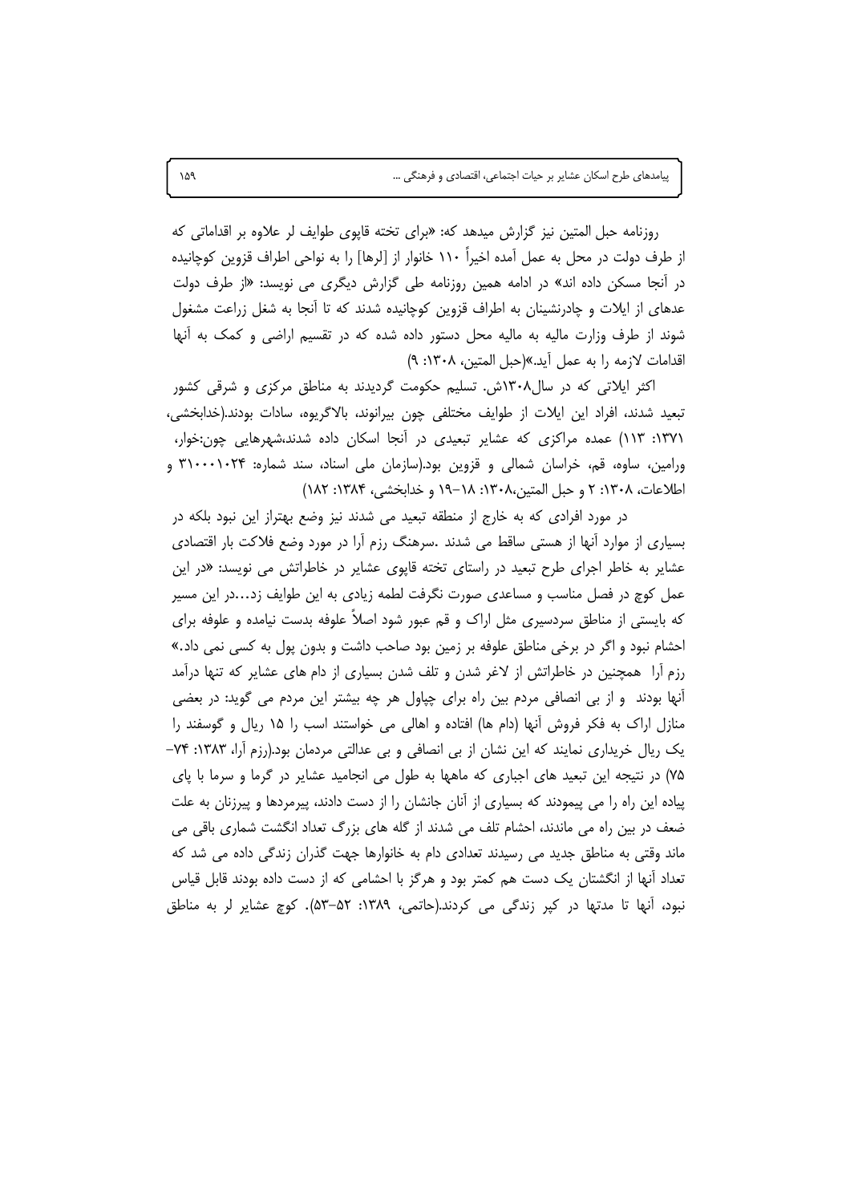روزنامه حبل المتین نیز گزارش میدهد که: «برای تخته قاپوی طوایف لر علاوه بر اقداماتی که از طرف دولت در محل به عمل آمده اخیراً ۱۱۰ خانوار از [لرها] را به نواحی اطراف قزوین کوچانیده در آنجا مسکن داده اند» در ادامه همین روزنامه طی گزارش دیگری می نویسد: «از طرف دولت عده‌ای از ایلات و چادرنشینان به اطراف قزوین کوچانیده شدند که تا آنجا به شغل زراعت مشغول شوند از طرف وزارت مالیه به مالیه محل دستور داده شده که در تقسیم اراضی و کمک به آنها اقدامات لازمه را به عمل آید.»(حبل المتین، ۱۳۰۸: ۹)

اکثر ایلاتی که در سال۱۳۰۸ش. تسلیم حکومت گردیدند به مناطق مرکزی و شرقی کشور تبعید شدند، افراد این ایلات از طوایف مختلفی چون بیرانوند، بالاگریوه، سادات بودند.(خدابخشی، ۱۳۷۱: ۱۱۳) عمده مراکزی که عشایر تبعیدی در آنجا اسکان داده شدند،شهرهایی چون:خوار، ورامین، ساوه، قم، خراسان شمالی و قزوین بود.(سازمان ملی اسناد، سند شماره: ۳۱۰۰۰۱۰۲۴ و اطلاعات، ۱۳۰۸: ۲ و حبل المتین،۱۳۰۸: ۱۸-۱۹ و خدابخشی، ۱۳۸۴: ۱۸۲)

در مورد افرادی که به خارج از منطقه تبعید می شدند نیز وضع بهتراز این نبود بلکه در بسیاری از موارد آنها از هستی ساقط می شدند .سرهنگ رزم آرا در مورد وضع فلاکت بار اقتصادی عشایر به خاطر اجرای طرح تبعید در راستای تخته قاپوی عشایر در خاطراتش می نویسد: «در این عمل کوچ در فصل مناسب و مساعدی صورت نگرفت لطمه زیادی به این طوایف زد...در این مسیر که بایستی از مناطق سردسیری مثل اراک و قم عبور شود اصلاً علوفه بدست نیامده و علوفه برای احشام نبود و اگر در برخی مناطق علوفه بر زمین بود صاحب داشت و بدون پول به کسی نمی داد.» رزم آرا همچنین در خاطراتش از لاغر شدن و تلف شدن بسیاری از دام های عشایر که تنها درآمد آنها بودند و از بی انصافی مردم بین راه برای چپاول هر چه بیشتر این مردم می گوید: در بعضی منازل اراک به فکر فروش آنها (دام ها) افتاده و اهالی می خواستند اسب را ۱۵ ریال و گوسفند را یک ریال خریداری نمایند که این نشان از بی انصافی و بی عدالتی مردمان بود.(رزم آرا، ۱۳۸۳: ۷۴-۷۵) در نتیجه این تبعید های اجباری که ماهها به طول می انجامید عشایر در گرما و سرما با پای پیاده این راه را می پیمودند که بسیاری از آنان جانشان را از دست دادند، پیرمردها و پیرزنان به علت ضعف در بین راه می ماندند، احشام تلف می شدند از گله های بزرگ تعداد انگشت شماری باقی می ماند وقتی به مناطق جدید می رسیدند تعدادی دام به خانوارها جهت گذران زندگی داده می شد که تعداد آنها از انگشتان یک دست هم کمتر بود و هرگز با احشامی که از دست داده بودند قابل قیاس نبود، آنها تا مدتها در کپر زندگی می کردند.(حاتمی، ۱۳۸۹: ۵۲-۵۳). کوچ عشایر لر به مناطق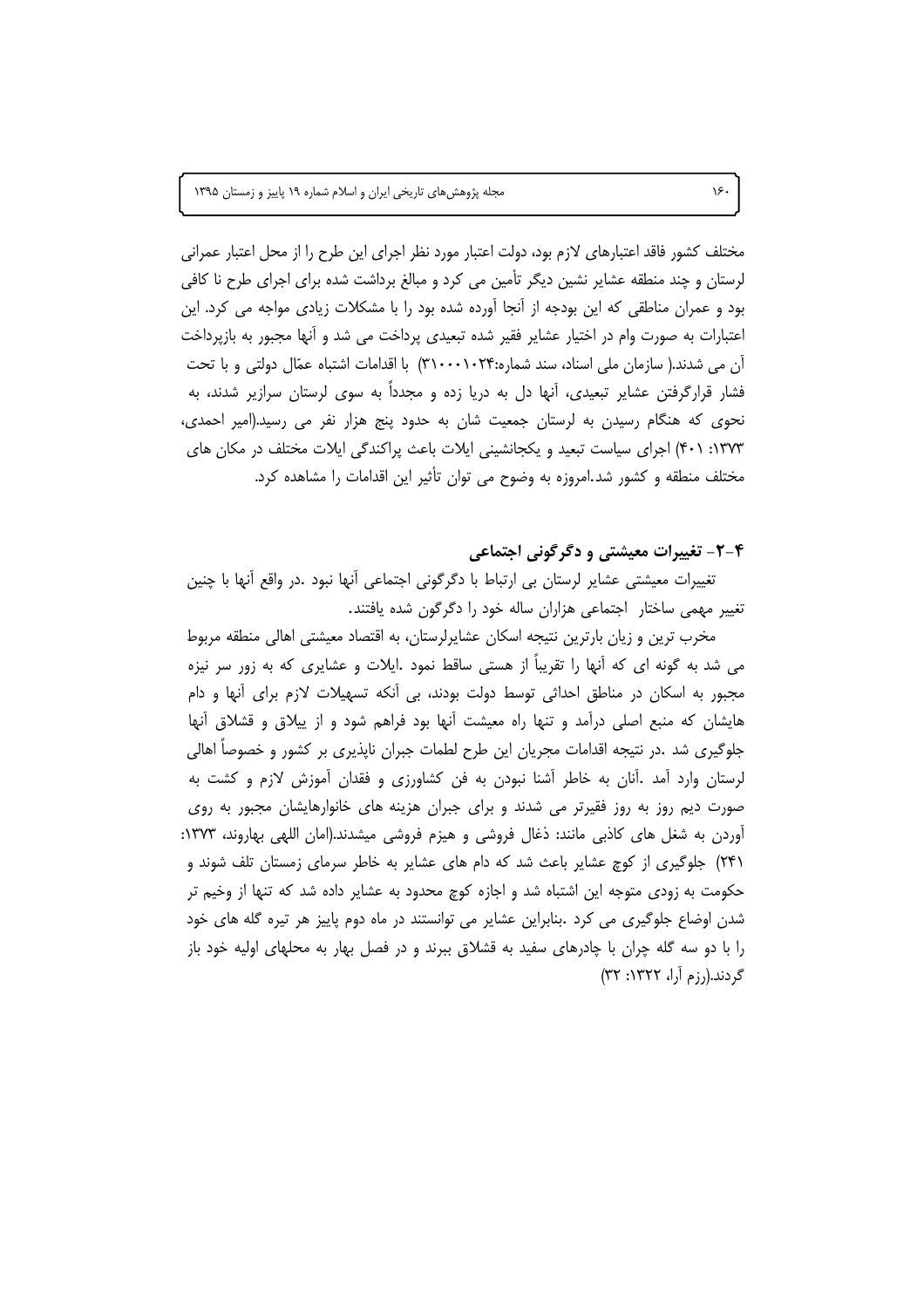مختلف کشور فاقد اعتبارهای لازم بود، دولت اعتبار مورد نظر اجرای این طرح را از محل اعتبار عمرانی لرستان و چند منطقه عشایر نشین دیگر تأمین می کرد و مبالغ برداشت شده برای اجرای طرح نا کافی بود و عمران مناطقی که این بودجه از آنجا آورده شده بود را با مشکلات زیادی مواجه می کرد. این اعتبارات به صورت وام در اختیار عشایر فقیر شده تبعیدی پرداخت می شد و آنها مجبور به بازپرداخت آن می شدند.( سازمان ملی اسناد، سند شماره:۳۱۰۰۰۱۰۲۴) با اقدامات اشتباه عمّال دولتی و با تحت فشار قرارگرفتن عشایر تبعیدی، آنها دل به دریا زده و مجدداً به سوی لرستان سرازیر شدند، به نحوی که هنگام رسیدن به لرستان جمعیت شان به حدود پنج هزار نفر می رسید.(امیر احمدی، ۱۳۷۳: ۴۰۱) اجرای سیاست تبعید و یکجانشینی ایلات باعث پراکندگی ایلات مختلف در مکان های مختلف منطقه و کشور شد.امروزه به وضوح می توان تأثیر این اقدامات را مشاهده کرد.

### ۴-۲- تغییرات معیشتی و دگرگونی اجتماعی

تغییرات معیشتی عشایر لرستان بی ارتباط با دگرگونی اجتماعی آنها نبود .در واقع آنها با چنین تغییر مهمی ساختار اجتماعی هزاران ساله خود را دگرگون شده یافتند.

مخرب ترین و زیان بارترین نتیجه اسکان عشایرلرستان، به اقتصاد معیشتی اهالی منطقه مربوط می شد به گونه ای که آنها را تقریباً از هستی ساقط نمود .ایلات و عشایری که به زور سر نیزه مجبور به اسکان در مناطق احداثی توسط دولت بودند، بی آنکه تسهیلات لازم برای آنها و دام هایشان که منبع اصلی درآمد و تنها راه معیشت آنها بود فراهم شود و از ییلاق و قشلاق آنها جلوگیری شد .در نتیجه اقدامات مجریان این طرح لطمات جبران ناپذیری بر کشور و خصوصاً اهالی لرستان وارد آمد .آنان به خاطر آشنا نبودن به فن کشاورزی و فقدان آموزش لازم و کشت به صورت دیم روز به روز فقیرتر می شدند و برای جبران هزینه های خانوارهایشان مجبور به روی آوردن به شغل های کاذبی مانند: ذغال فروشی و هیزم فروشی میشدند.(امان اللهی بهاروند، ۱۳۷۳: ۲۴۱) جلوگیری از کوچ عشایر باعث شد که دام های عشایر به خاطر سرمای زمستان تلف شوند و حکومت به زودی متوجه این اشتباه شد و اجازه کوچ محدود به عشایر داده شد که تنها از وخیم تر شدن اوضاع جلوگیری می کرد .بنابراین عشایر می توانستند در ماه دوم پاییز هر تیره گله های خود را با دو سه گله چران با چادرهای سفید به قشلاق ببرند و در فصل بهار به محلهای اولیه خود باز گردند.(رزم آرا، ۱۳۲۲: ۳۲)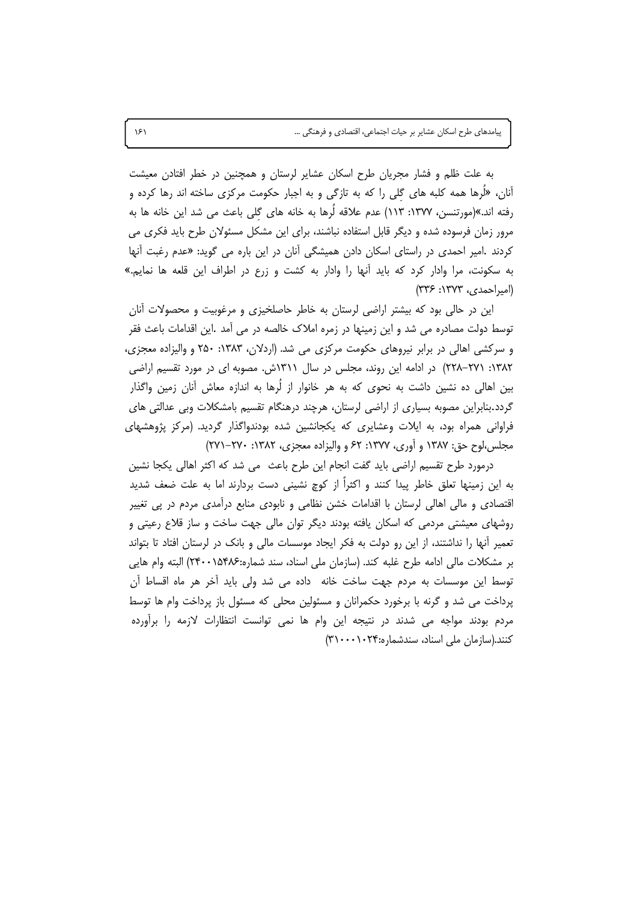به علت ظلم و فشار مجریان طرح اسکان عشایر لرستان و همچنین در خطر افتادن معیشت آنان، «لُرها همه کلبه های گِلی را که به تازگی و به اجبار حکومت مرکزی ساخته اند رها کرده و رفته اند.»(مورتنسن، ۱۳۷۷: ۱۱۳) عدم علاقه لُرها به خانه های گِلی باعث می شد این خانه ها به مرور زمان فرسوده شده و دیگر قابل استفاده نباشند، برای این مشکل مسئولان طرح باید فکری می کردند .امیر احمدی در راستای اسکان دادن همیشگی آنان در این باره می گوید: «عدم رغبت آنها به سکونت، مرا وادار کرد که باید آنها را وادار به کشت و زرع در اطراف این قلعه ها نمایم.» (امیراحمدی، ۱۳۷۳: ۳۳۶)

این در حالی بود که بیشتر اراضی لرستان به خاطر حاصلخیزی و مرغوبیت و محصولات آنان توسط دولت مصادره می شد و این زمینها در زمره املاک خالصه در می آمد .این اقدامات باعث فقر و سرکشی اهالی در برابر نیروهای حکومت مرکزی می شد. (اردلان، ۱۳۸۳: ۲۵۰ و والیزاده معجزی، ۱۳۸۲: ۲۷۱-۲۲۸) در ادامه این روند، مجلس در سال ۱۳۱۱ش. مصوبه ای در مورد تقسیم اراضی بین اهالی ده نشین داشت به نحوی که به هر خانوار از لُرها به اندازه معاش آنان زمین واگذار گردد.بنابراین مصوبه بسیاری از اراضی لرستان، هرچند درهنگام تقسیم بامشکلات وبی عدالتی های فراوانی همراه بود، به ایلات وعشایری که یکجانشین شده بودندواگذار گردید. (مرکز پژوهشهای مجلس،لوح حق: ۱۳۸۷ و آوری، ۱۳۷۷: ۶۲ و والیزاده معجزی، ۱۳۸۲: ۲۷۰-۲۷۱)

درمورد طرح تقسیم اراضی باید گفت انجام این طرح باعث می شد که اکثر اهالی یکجا نشین به این زمینها تعلق خاطر پیدا کنند و اکثراً از کوچ نشینی دست بردارند اما به علت ضعف شدید اقتصادی و مالی اهالی لرستان با اقدامات خشن نظامی و نابودی منابع درآمدی مردم در پی تغییر روشهای معیشتی مردمی که اسکان یافته بودند دیگر توان مالی جهت ساخت و ساز قلاع رعیتی و تعمیر آنها را نداشتند، از این رو دولت به فکر ایجاد موسسات مالی و بانک در لرستان افتاد تا بتواند بر مشکلات مالی ادامه طرح غلبه کند. (سازمان ملی اسناد، سند شماره:۲۴۰۰۱۵۴۸۶) البته وام هایی توسط این موسسات به مردم جهت ساخت خانه داده می شد ولی باید آخر هر ماه اقساط آن پرداخت می شد و گرنه با برخورد حکمرانان و مسئولین محلی که مسئول باز پرداخت وام ها توسط مردم بودند مواجه می شدند در نتیجه این وام ها نمی توانست انتظارات لازمه را برآورده کنند.(سازمان ملی اسناد، سندشماره:۳۱۰۰۰۱۰۲۴)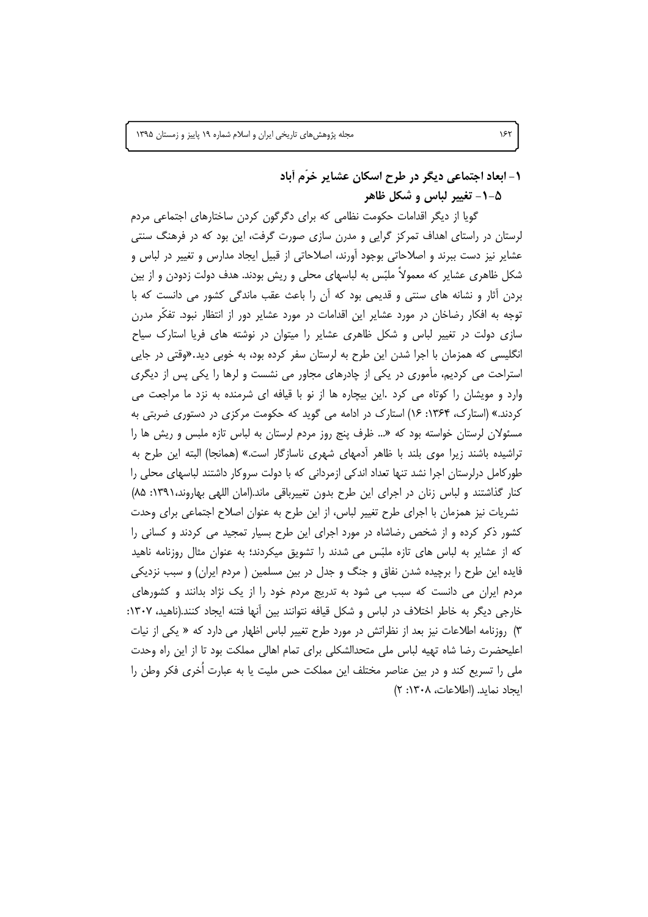## ۱- ابعاد اجتماعی دیگر در طرح اسکان عشایر خرّم آباد

### ۵-۱- تغییر لباس و شکل ظاهر

گویا از دیگر اقدامات حکومت نظامی که برای دگرگون کردن ساختارهای اجتماعی مردم لرستان در راستای اهداف تمرکز گرایی و مدرن سازی صورت گرفت، این بود که در فرهنگ سنتی عشایر نیز دست ببرند و اصلاحاتی بوجود آورند، اصلاحاتی از قبیل ایجاد مدارس و تغییر در لباس و شکل ظاهری عشایر که معمولاً ملبّس به لباسهای محلی و ریش بودند. هدف دولت زدودن و از بین بردن آثار و نشانه های سنتی و قدیمی بود که آن را باعث عقب ماندگی کشور می دانست که با توجه به افکار رضاخان در مورد عشایر این اقدامات در مورد عشایر دور از انتظار نبود. تفکّر مدرن سازی دولت در تغییر لباس و شکل ظاهری عشایر را میتوان در نوشته های فریا استارک سیاح انگلیسی که همزمان با اجرا شدن این طرح به لرستان سفر کرده بود، به خوبی دید.«وقتی در جایی استراحت می کردیم، مأموری در یکی از چادرهای مجاور می نشست و لرها را یکی پس از دیگری وارد و مویشان را کوتاه می کرد .این بیچاره ها از نو با قیافه ای شرمنده به نزد ما مراجعت می کردند.» (استارک، ۱۳۶۴: ۱۶) استارک در ادامه می گوید که حکومت مرکزی در دستوری ضربتی به مسئولان لرستان خواسته بود که «... ظرف پنج روز مردم لرستان به لباس تازه ملبس و ریش ها را تراشیده باشند زیرا موی بلند با ظاهر آدمهای شهری ناسازگار است.» (همانجا) البته این طرح به طورکامل درلرستان اجرا نشد تنها تعداد اندکی ازمردانی که با دولت سروکار داشتند لباسهای محلی را کنار گذاشتند و لباس زنان در اجرای این طرح بدون تغییرباقی ماند.(امان اللهی بهاروند،۱۳۹۱: ۸۵) نشریات نیز همزمان با اجرای طرح تغییر لباس، از این طرح به عنوان اصلاح اجتماعی برای وحدت کشور ذکر کرده و از شخص رضاشاه در مورد اجرای این طرح بسیار تمجید می کردند و کسانی را که از عشایر به لباس های تازه ملبّس می شدند را تشویق میکردند؛ به عنوان مثال روزنامه ناهید فایده این طرح را برچیده شدن نفاق و جنگ و جدل در بین مسلمین ( مردم ایران) و سبب نزدیکی مردم ایران می دانست که سبب می شود به تدریج مردم خود را از یک نژاد بدانند و کشورهای خارجی دیگر به خاطر اختلاف در لباس و شکل قیافه نتوانند بین آنها فتنه ایجاد کنند.(ناهید، ۱۳۰۷: ۳) روزنامه اطلاعات نیز بعد از نظراتش در مورد طرح تغییر لباس اظهار می دارد که « یکی از نیات اعلیحضرت رضا شاه تهیه لباس ملی متحدالشکلی برای تمام اهالی مملکت بود تا از این راه وحدت ملی را تسریع کند و در بین عناصر مختلف این مملکت حس ملیت یا به عبارت اُخری فکر وطن را ایجاد نماید. (اطلاعات، ۱۳۰۸: ۲)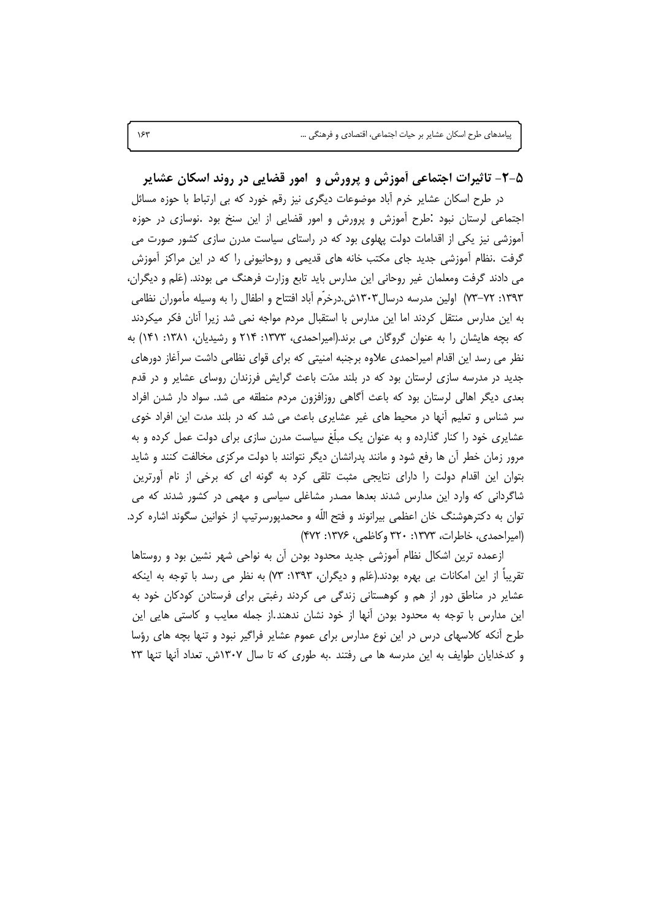## ۵-۲- تاثیرات اجتماعی آموزش و پرورش و امور قضایی در روند اسکان عشایر

در طرح اسکان عشایر خرم آباد موضوعات دیگری نیز رقم خورد که بی ارتباط با حوزه مسائل اجتماعی لرستان نبود :طرح آموزش و پرورش و امور قضایی از این سنخ بود .نوسازی در حوزه آموزشی نیز یکی از اقدامات دولت پهلوی بود که در راستای سیاست مدرن سازی کشور صورت می گرفت .نظام آموزشی جدید جای مکتب خانه های قدیمی و روحانیونی را که در این مراکز آموزش می دادند گرفت ومعلمان غیر روحانی این مدارس باید تابع وزارت فرهنگ می بودند. (عَلم و دیگران، ۱۳۹۳: ۷۲-۷۳) اولین مدرسه درسال۱۳۰۳ش.درخرّم آباد افتتاح و اطفال را به وسیله مأموران نظامی به این مدارس منتقل کردند اما این مدارس با استقبال مردم مواجه نمی شد زیرا آنان فکر میکردند که بچه هایشان را به عنوان گروگان می برند.(امیراحمدی، ۱۳۷۳: ۲۱۴ و رشیدیان، ۱۳۸۱: ۱۴۱) به نظر می رسد این اقدام امیراحمدی علاوه برجنبه امنیتی که برای قوای نظامی داشت سرآغاز دورهای جدید در مدرسه سازی لرستان بود که در بلند مدّت باعث گرایش فرزندان روسای عشایر و در قدم بعدی دیگر اهالی لرستان بود که باعث آگاهی روزافزون مردم منطقه می شد. سواد دار شدن افراد سر شناس و تعلیم آنها در محیط های غیر عشایری باعث می شد که در بلند مدت این افراد خوی عشایری خود را کنار گذارده و به عنوان یک مبلّغ سیاست مدرن سازی برای دولت عمل کرده و به مرور زمان خطر آن ها رفع شود و مانند پدرانشان دیگر نتوانند با دولت مرکزی مخالفت کنند و شاید بتوان این اقدام دولت را دارای نتایجی مثبت تلقی کرد به گونه ای که برخی از نام آورترین شاگردانی که وارد این مدارس شدند بعدها مصدر مشاغلی سیاسی و مهمی در کشور شدند که می توان به دکترهوشنگ خان اعظمی بیرانوند و فتح اللّه و محمدپورسرتیپ از خوانین سگوند اشاره کرد. (امیراحمدی، خاطرات، ۱۳۷۳: ۳۲۰ وکاظمی، ۱۳۷۶: ۴۷۲)

ازعمده ترین اشکال نظام آموزشی جدید محدود بودن آن به نواحی شهر نشین بود و روستاها تقریباً از این امکانات بی بهره بودند.(عَلم و دیگران، ۱۳۹۳: ۷۳) به نظر می رسد با توجه به اینکه عشایر در مناطق دور از هم و کوهستانی زندگی می کردند رغبتی برای فرستادن کودکان خود به این مدارس با توجه به محدود بودن آنها از خود نشان ندهند.از جمله معایب و کاستی هایی این طرح آنکه کلاسهای درس در این نوع مدارس برای عموم عشایر فراگیر نبود و تنها بچه های رؤسا و کدخدایان طوایف به این مدرسه ها می رفتند .به طوری که تا سال ۱۳۰۷ش. تعداد آنها تنها ۲۳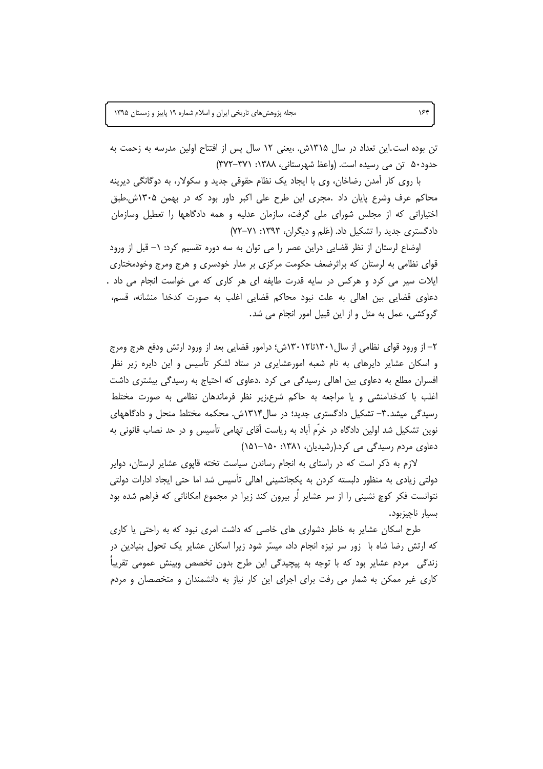تن بوده است.این تعداد در سال ۱۳۱۵ش. ،یعنی ۱۲ سال پس از افتتاح اولین مدرسه به زحمت به حدود۵۰ تن می رسیده است. (واعظ شهرستانی، ۱۳۸۸: ۳۷۱-۳۷۲)

با روی کار آمدن رضاخان، وی با ایجاد یک نظام حقوقی جدید و سکولار، به دوگانگی دیرینه محاکم عرف وشرع پایان داد .مجری این طرح علی اکبر داور بود که در بهمن ۱۳۰۵ش.طبق اختیاراتی که از مجلس شورای ملی گرفت، سازمان عدلیه و همه دادگاهها را تعطیل وسازمان دادگستری جدید را تشکیل داد. (عَلم و دیگران، ۱۳۹۳: ۷۱-۷۲)

اوضاع لرستان از نظر قضایی دراین عصر را می توان به سه دوره تقسیم کرد: ۱- قبل از ورود قوای نظامی به لرستان که براثرضعف حکومت مرکزی بر مدار خودسری و هرج ومرج وخودمختاری ایلات سیر می کرد و هرکس در سایه قدرت طایفه ای هر کاری که می خواست انجام می داد . دعاوی قضایی بین اهالی به علت نبود محاکم قضایی اغلب به صورت کدخدا منشانه، قسم، گروکشی، عمل به مثل و از این قبیل امور انجام می شد.

۲- از ورود قوای نظامی از سال۱۳۰۱تا۱۳۰۱۲ش؛ درامور قضایی بعد از ورود ارتش ودفع هرج ومرج و اسکان عشایر دایرهای به نام شعبه امورعشایری در ستاد لشکر تأسیس و این دایره زیر نظر افسران مطلع به دعاوی بین اهالی رسیدگی می کرد .دعاوی که احتیاج به رسیدگی بیشتری داشت اغلب با کدخدامنشی و یا مراجعه به حاکم شرع،زیر نظر فرماندهان نظامی به صورت مختلط رسیدگی میشد.۳- تشکیل دادگستری جدید؛ در سال۱۳۱۴ش. محکمه مختلط منحل و دادگاههای نوین تشکیل شد اولین دادگاه در خرّم آباد به ریاست آقای تهامی تأسیس و در حد نصاب قانونی به دعاوی مردم رسیدگی می کرد.(رشیدیان، ۱۳۸۱: ۱۵۰-۱۵۱)

لازم به ذکر است که در راستای به انجام رساندن سیاست تخته قاپوی عشایر لرستان، دوایر دولتی زیادی به منظور دلبسته کردن به یکجانشینی اهالی تأسیس شد اما حتی ایجاد ادارات دولتی نتوانست فکر کوچ نشینی را از سر عشایر لُر بیرون کند زیرا در مجموع امکاناتی که فراهم شده بود بسیار ناچیزبود.

طرح اسکان عشایر به خاطر دشواری های خاصی که داشت امری نبود که به راحتی یا کاری که ارتش رضا شاه با زور سر نیزه انجام داد، میسّر شود زیرا اسکان عشایر یک تحول بنیادین در زندگی مردم عشایر بود که با توجه به پیچیدگی این طرح بدون تخصص وبینش عمومی تقریباً کاری غیر ممکن به شمار می رفت برای اجرای این کار نیاز به دانشمندان و متخصصان و مردم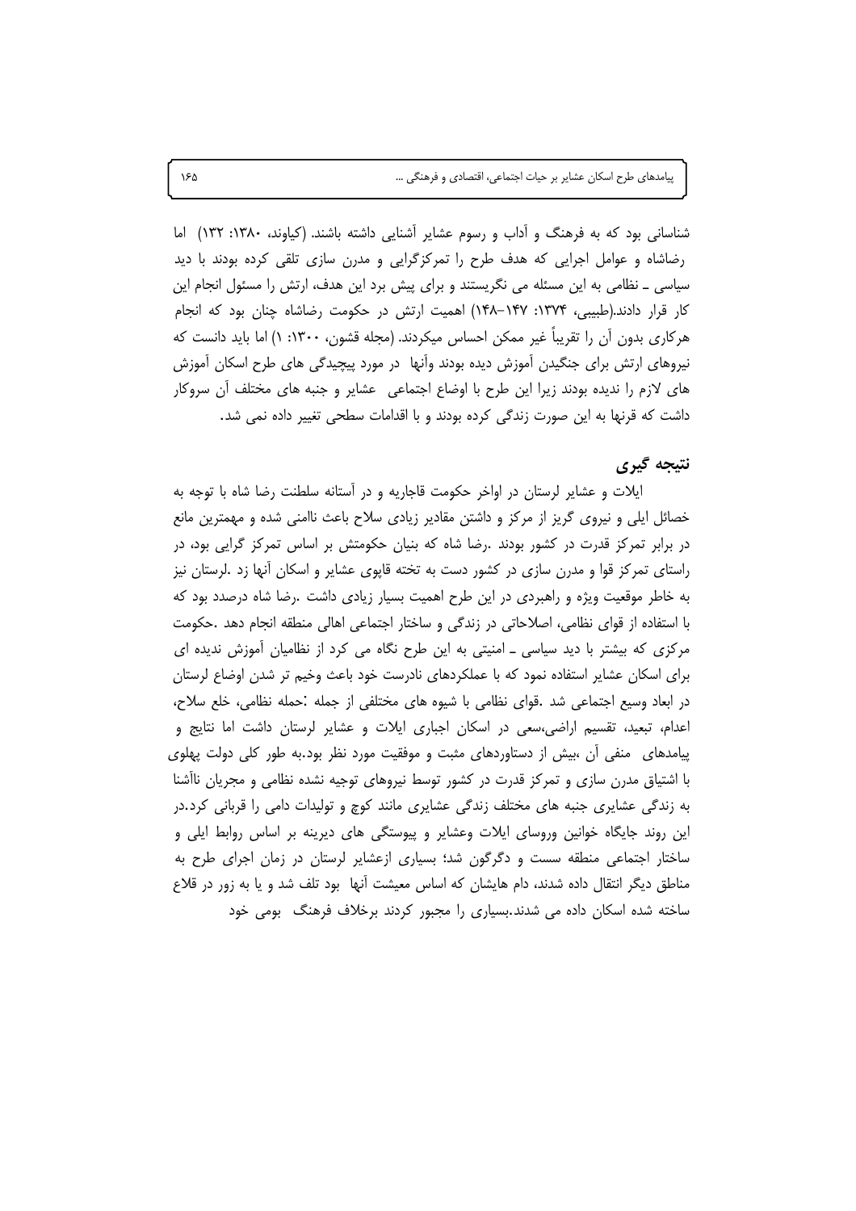شناسانی بود که به فرهنگ و آداب و رسوم عشایر آشنایی داشته باشند. (کیاوند، ۱۳۸۰: ۱۳۲) اما رضاشاه و عوامل اجرایی که هدف طرح را تمرکزگرایی و مدرن سازی تلقی کرده بودند با دید سیاسی ـ نظامی به این مسئله می نگریستند و برای پیش برد این هدف، ارتش را مسئول انجام این کار قرار دادند.(طبیبی، ۱۳۷۴: ۱۴۷–۱۴۸) اهمیت ارتش در حکومت رضاشاه چنان بود که انجام هرکاری بدون آن را تقریباً غیر ممکن احساس میکردند. (مجله قشون، ۱۳۰۰: ۱) اما باید دانست که نیروهای ارتش برای جنگیدن آموزش دیده بودند وآنها در مورد پیچیدگی های طرح اسکان آموزش های لازم را ندیده بودند زیرا این طرح با اوضاع اجتماعی عشایر و جنبه های مختلف آن سروکار داشت که قرنها به این صورت زندگی کرده بودند و با اقدامات سطحی تغییر داده نمی شد.

## نتیجه گیری

ایلات و عشایر لرستان در اواخر حکومت قاجاریه و در آستانه سلطنت رضا شاه با توجه به خصائل ایلی و نیروی گریز از مرکز و داشتن مقادیر زیادی سلاح باعث ناامنی شده و مهمترین مانع در برابر تمرکز قدرت در کشور بودند .رضا شاه که بنیان حکومتش بر اساس تمرکز گرایی بود، در راستای تمرکز قوا و مدرن سازی در کشور دست به تخته قاپوی عشایر و اسکان آنها زد .لرستان نیز به خاطر موقعیت ویژه و راهبردی در این طرح اهمیت بسیار زیادی داشت .رضا شاه درصدد بود که با استفاده از قوای نظامی، اصلاحاتی در زندگی و ساختار اجتماعی اهالی منطقه انجام دهد .حکومت مرکزی که بیشتر با دید سیاسی ـ امنیتی به این طرح نگاه می کرد از نظامیان آموزش ندیده ای برای اسکان عشایر استفاده نمود که با عملکردهای نادرست خود باعث وخیم تر شدن اوضاع لرستان در ابعاد وسیع اجتماعی شد .قوای نظامی با شیوه های مختلفی از جمله :حمله نظامی، خلع سلاح، اعدام، تبعید، تقسیم اراضی،سعی در اسکان اجباری ایلات و عشایر لرستان داشت اما نتایج و پیامدهای منفی آن ،بیش از دستاوردهای مثبت و موفقیت مورد نظر بود.به طور کلی دولت پهلوی با اشتیاق مدرن سازی و تمرکز قدرت در کشور توسط نیروهای توجیه نشده نظامی و مجریان ناآشنا به زندگی عشایری جنبه های مختلف زندگی عشایری مانند کوچ و تولیدات دامی را قربانی کرد.در این روند جایگاه خوانین وروسای ایلات وعشایر و پیوستگی های دیرینه بر اساس روابط ایلی و ساختار اجتماعی منطقه سست و دگرگون شد؛ بسیاری ازعشایر لرستان در زمان اجرای طرح به مناطق دیگر انتقال داده شدند، دام هایشان که اساس معیشت آنها بود تلف شد و یا به زور در قلاع ساخته شده اسکان داده می شدند.بسیاری را مجبور کردند برخلاف فرهنگ بومی خود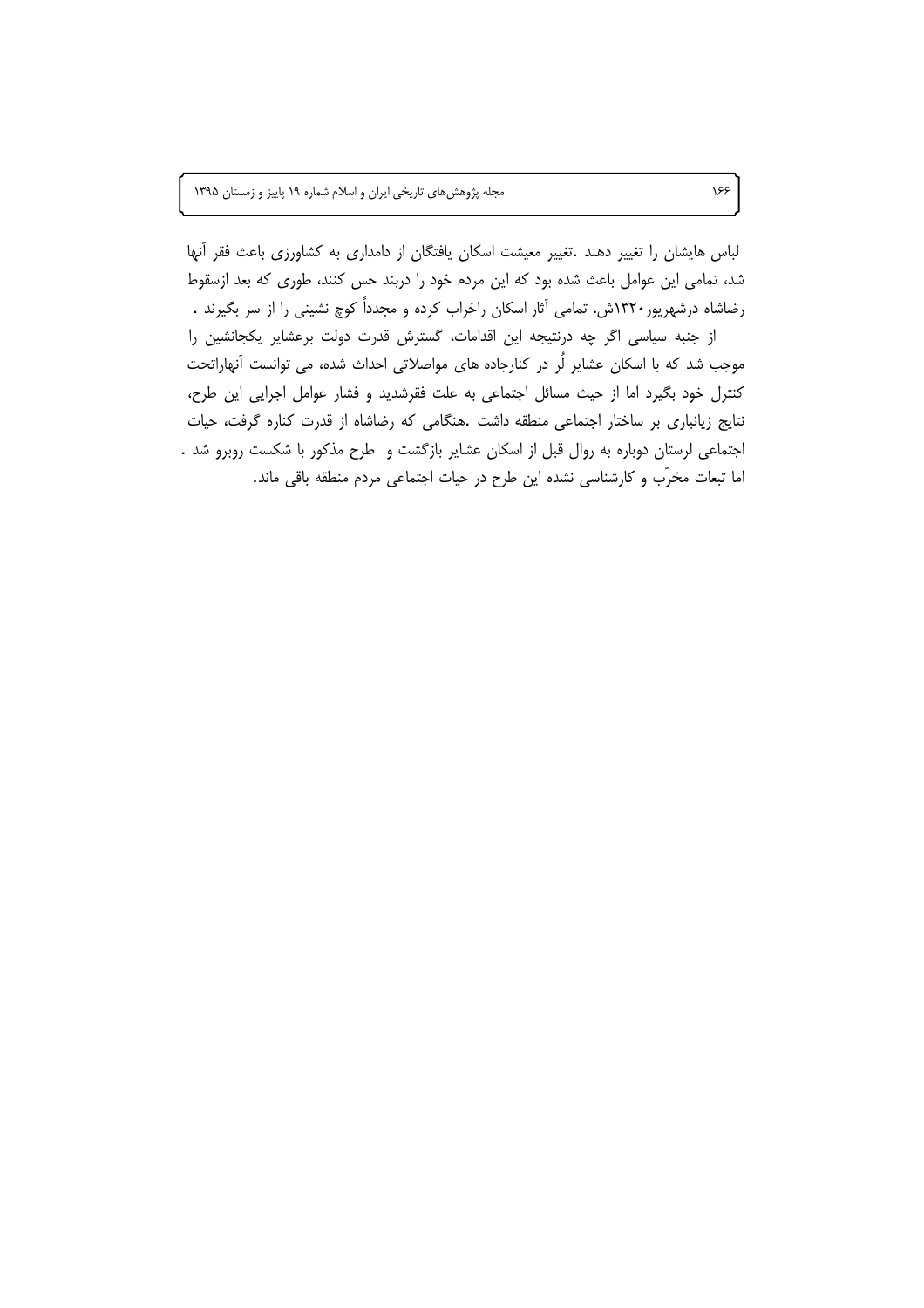لباس هایشان را تغییر دهند .تغییر معیشت اسکان یافتگان از دامداری به کشاورزی باعث فقر آنها شد، تمامی این عوامل باعث شده بود که این مردم خود را دربند حس کنند، طوری که بعد ازسقوط رضاشاه درشهریور۱۳۲۰ش. تمامی آثار اسکان راخراب کرده و مجدداً کوچ نشینی را از سر بگیرند .

از جنبه سیاسی اگر چه درنتیجه این اقدامات، گسترش قدرت دولت برعشایر یکجانشین را موجب شد که با اسکان عشایر لُر در کنارجاده های مواصلاتی احداث شده، می توانست آنهاراتحت کنترل خود بگیرد اما از حیث مسائل اجتماعی به علت فقرشدید و فشار عوامل اجرایی این طرح، نتایج زیانباری بر ساختار اجتماعی منطقه داشت .هنگامی که رضاشاه از قدرت کناره گرفت، حیات اجتماعی لرستان دوباره به روال قبل از اسکان عشایر بازگشت و طرح مذکور با شکست روبرو شد . اما تبعات مخرّب و کارشناسی نشده این طرح در حیات اجتماعی مردم منطقه باقی ماند.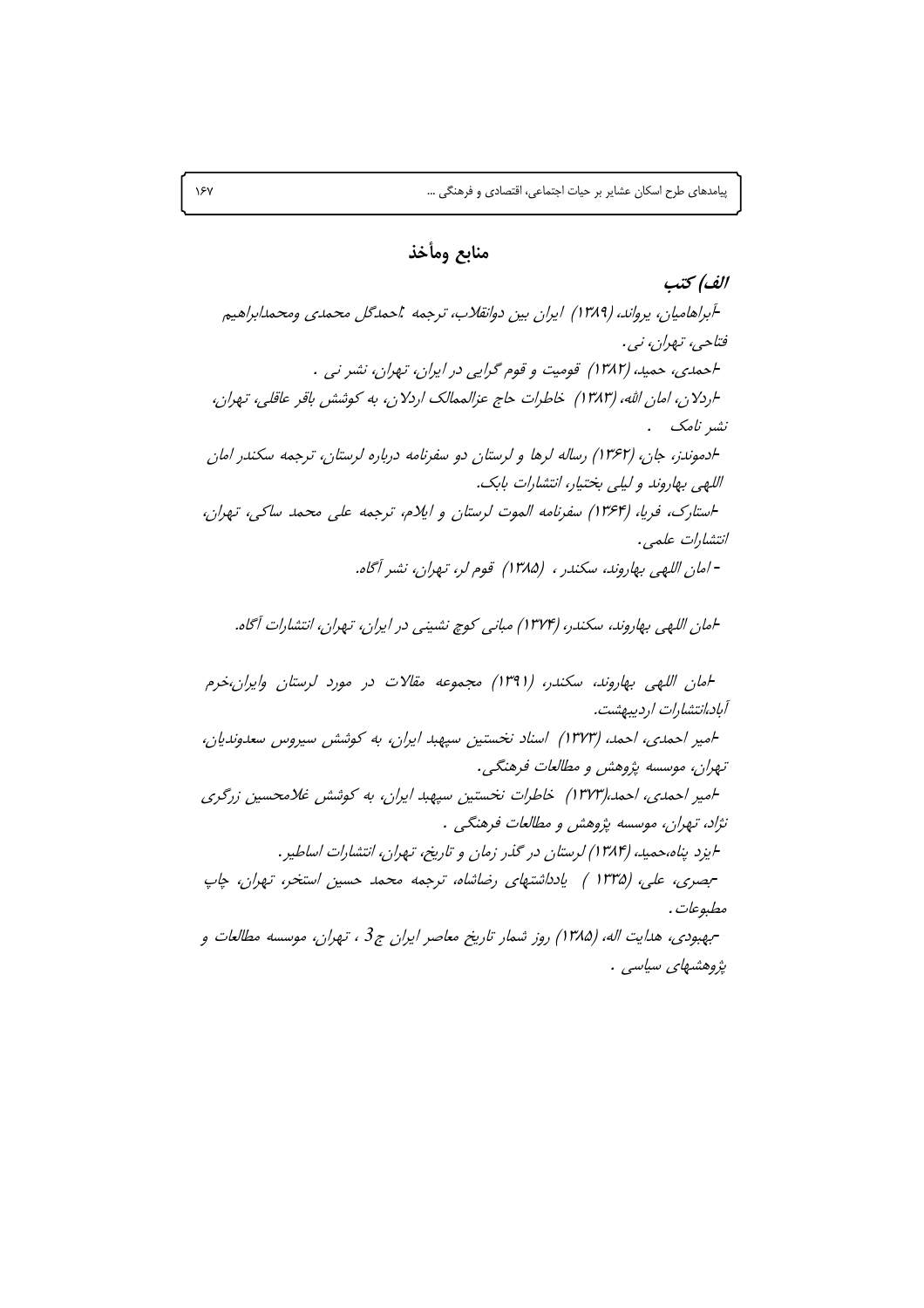## منابع ومأخذ

### الف) کتب

-آبراهامیان، یرواند، (۱۳۸۹) ایران بین دوانقلاب، ترجمه :احمدگل محمدی ومحمدابراهیم فتاحی، تهران، نی.

-احمدی، حمید، (۱۳۸۲) قومیت و قوم گرایی در ایران، تهران، نشر نی .

-اردلان، امان الله، (۱۳۸۳) خاطرات حاج عزالممالک اردلان، به کوشش باقر عاقلی، تهران، نشر نامک .

-ادموندز، جان، (۱۳۶۲) رساله لرها و لرستان دو سفرنامه درباره لرستان، ترجمه سکندر امان اللهی بهاروند و لیلی بختیار، انتشارات بابک.

-استارک، فریا، (۱۳۶۴) سفرنامه الموت لرستان و ایلام، ترجمه علی محمد ساکی، تهران، انتشارات علمی.

- امان اللهی بهاروند، سکندر ، (۱۳۸۵) قوم لر، تهران، نشر آگاه.

-امان اللهی بهاروند، سکندر، (۱۳۷۴) مبانی کوچ نشینی در ایران، تهران، انتشارات آگاه.

-امان اللهی بهاروند، سکندر، (۱۳۹۱) مجموعه مقالات در مورد لرستان وایران،خرم آباد،انتشارات اردیبهشت.

-امیر احمدی، احمد، (۱۳۷۳) اسناد نخستین سپهبد ایران، به کوشش سیروس سعدوندیان، تهران، موسسه پژوهش و مطالعات فرهنگی.

-امیر احمدی، احمد،(۱۳۷۳) خاطرات نخستین سپهبد ایران، به کوشش غلامحسین زرگری نژاد، تهران، موسسه پژوهش و مطالعات فرهنگی .

-ایزد پناه،حمید، (۱۳۸۴) لرستان در گذر زمان و تاریخ، تهران، انتشارات اساطیر.

-بصری، علی، (۱۳۳۵ ) یادداشتهای رضاشاه، ترجمه محمد حسین استخر، تهران، چاپ مطبوعات.

-بهبودی، هدایت اله، (۱۳۸۵) روز شمار تاریخ معاصر ایران ج3 ، تهران، موسسه مطالعات و پژوهشهای سیاسی .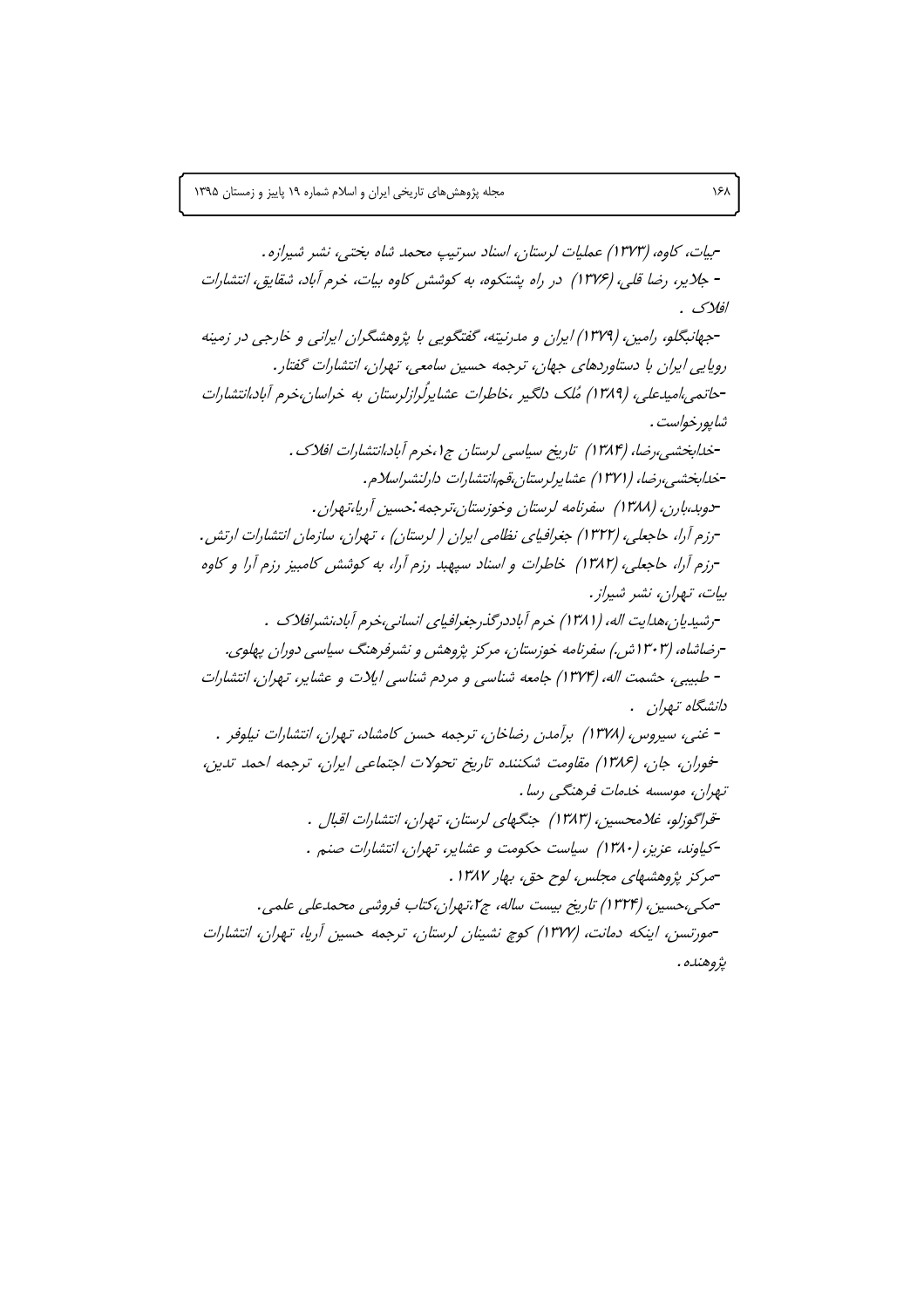-بیات، کاوه، (۱۳۷۳) عملیات لرستان، اسناد سرتیپ محمد شاه بختی، نشر شیرازه.

- جلایر، رضا قلی، (۱۳۷۶) در راه پشتکوه، به کوشش کاوه بیات، خرم آباد، شقایق، انتشارات افلاک .

-جهانبگلو، رامین، (۱۳۷۹) ایران و مدرنیته، گفتگویی با پژوهشگران ایرانی و خارجی در زمینه رویایی ایران با دستاوردهای جهان، ترجمه حسین سامعی، تهران، انتشارات گفتار.

-حاتمی،امیدعلی، (۱۳۸۹) مُلک دلگیر ،خاطرات عشایرلُرازلرستان به خراسان،خرم آباد،انتشارات شاپورخواست.

-خدابخشی،رضا، (۱۳۸۴) تاریخ سیاسی لرستان ج۱،خرم آباد،انتشارات افلاک.

-خدابخشی،رضا، (۱۳۷۱) عشایرلرستان،قم،انتشارات دارلنشراسلام.

-دوبد،بارن، (۱۳۸۸) سفرنامه لرستان وخوزستان،ترجمه:حسین آریا،تهران.

-رزم آرا، حاجعلی، (۱۳۲۲) جغرافیای نظامی ایران ( لرستان) ، تهران، سازمان انتشارات ارتش.

-رزم آرا، حاجعلی، (۱۳۸۲) خاطرات و اسناد سپهبد رزم آرا، به کوشش کامبیز رزم آرا و کاوه بیات، تهران، نشر شیراز.

-رشیدیان،هدایت اله، (۱۳۸۱) خرم آباددرگذرجغرافیای انسانی،خرم آباد،نشرافلاک .

-رضاشاه، (۱۳۰۳ش.) سفرنامه خوزستان، مرکز پژوهش و نشرفرهنگ سیاسی دوران پهلوی.

- طبیبی، حشمت اله، (۱۳۷۴) جامعه شناسی و مردم شناسی ایلات و عشایر، تهران، انتشارات دانشگاه تهران .

- غنی، سیروس، (۱۳۷۸) برآمدن رضاخان، ترجمه حسن کامشاد، تهران، انتشارات نیلوفر .

-فوران، جان، (۱۳۸۶) مقاومت شکننده تاریخ تحولات اجتماعی ایران، ترجمه احمد تدین، تهران، موسسه خدمات فرهنگی رسا.

-قراگوزلو، غلامحسین، (۱۳۸۳) جنگهای لرستان، تهران، انتشارات اقبال .

-کیاوند، عزیز، (۱۳۸۰) سیاست حکومت و عشایر، تهران، انتشارات صنم .

-مرکز پژوهشهای مجلس، لوح حق، بهار ۱۳۸۷ .

-مکی،حسین، (۱۳۲۴) تاریخ بیست ساله، ج۲،تهران،کتاب فروشی محمدعلی علمی.

-مورتنسن، اینکه دمانت، (۱۳۷۷) کوچ نشینان لرستان، ترجمه حسین آریا، تهران، انتشارات پژوهنده.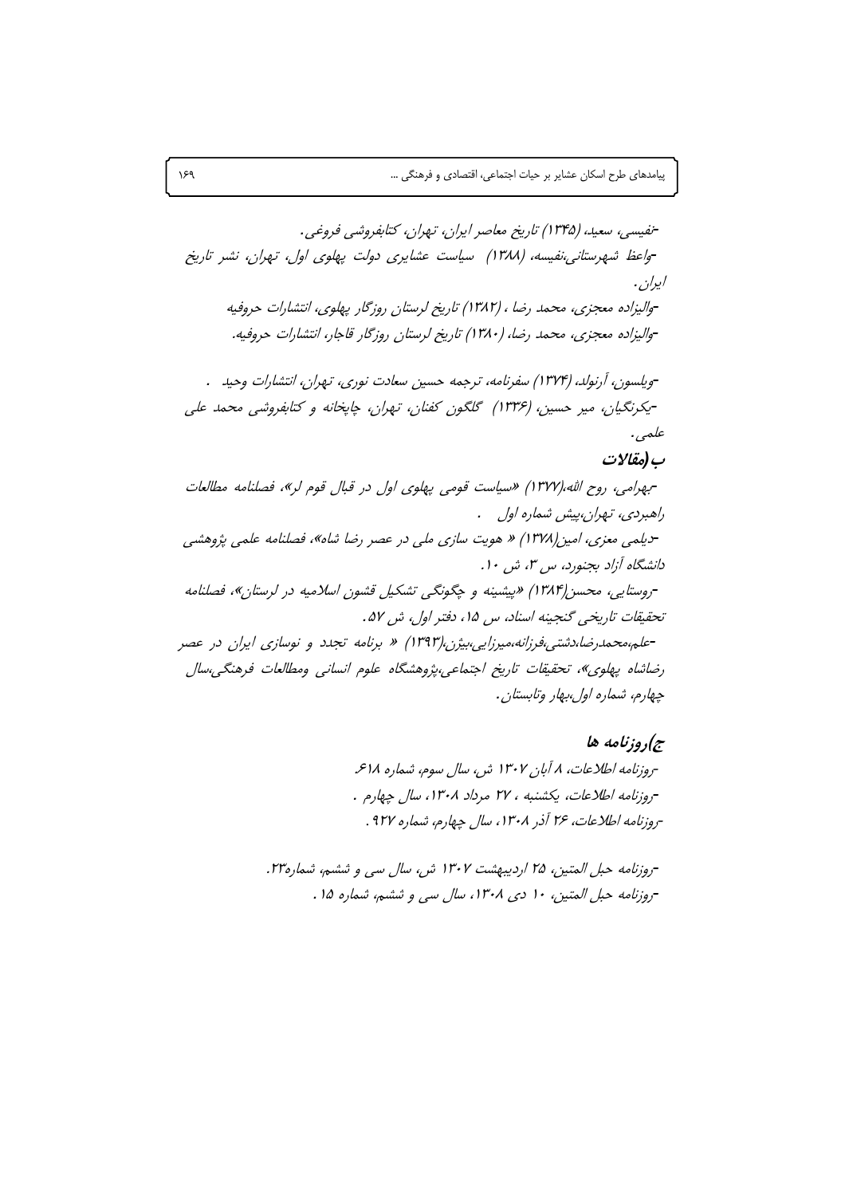-نفیسی، سعید، (۱۳۴۵) تاریخ معاصر ایران، تهران، کتابفروشی فروغی.

-واعظ شهرستانی،نفیسه، (۱۳۸۸) سیاست عشایری دولت پهلوی اول، تهران، نشر تاریخ ایران.

-والیزاده معجزی، محمد رضا ، (۱۳۸۲) تاریخ لرستان روزگار پهلوی، انتشارات حروفیه

-والیزاده معجزی، محمد رضا، (۱۳۸۰) تاریخ لرستان روزگار قاجار، انتشارات حروفیه.

-ویلسون، آرنولد، (۱۳۷۴) سفرنامه، ترجمه حسین سعادت نوری، تهران، انتشارات وحید .

-یکرنگیان، میر حسین، (۱۳۳۶) گلگون کفنان، تهران، چاپخانه و کتابفروشی محمد علی علمی.

## ب(مقالات

-بهرامی، روح الله،(۱۳۷۷) «سیاست قومی پهلوی اول در قبال قوم لر»، فصلنامه مطالعات راهبردی، تهران،پیش شماره اول .

-دیلمی معزی، امین(۱۳۷۸) « هویت سازی ملی در عصر رضا شاه»، فصلنامه علمی پژوهشی دانشگاه آزاد بجنورد، س ۳، ش ۱۰.

-روستایی، محسن(۱۳۸۴) «پیشینه و چگونگی تشکیل قشون اسلامیه در لرستان»، فصلنامه تحقیقات تاریخی گنجینه اسناد، س ۱۵، دفتر اول، ش ۵۷.

-علم،محمدرضا،دشتی،فرزانه،میرزایی،بیژن،(۱۳۹۳) « برنامه تجدد و نوسازی ایران در عصر رضاشاه پهلوی»، تحقیقات تاریخ اجتماعی،پژوهشگاه علوم انسانی ومطالعات فرهنگی،سال چهارم، شماره اول،بهار وتابستان.

## ج)روزنامه ها

-روزنامه اطلاعات، ۸ آبان ۱۳۰۷ ش، سال سوم، شماره ۶۱۸.

-روزنامه اطلاعات، یکشنبه ، ۲۷ مرداد ۱۳۰۸، سال چهارم .

-روزنامه اطلاعات، ۲۶ آذر ۱۳۰۸، سال چهارم، شماره ۹۲۷ .

-روزنامه حبل المتین، ۲۵ اردیبهشت ۱۳۰۷ ش، سال سی و ششم، شماره۲۳.

-روزنامه حبل المتین، ۱۰ دی ۱۳۰۸، سال سی و ششم، شماره ۱۵ .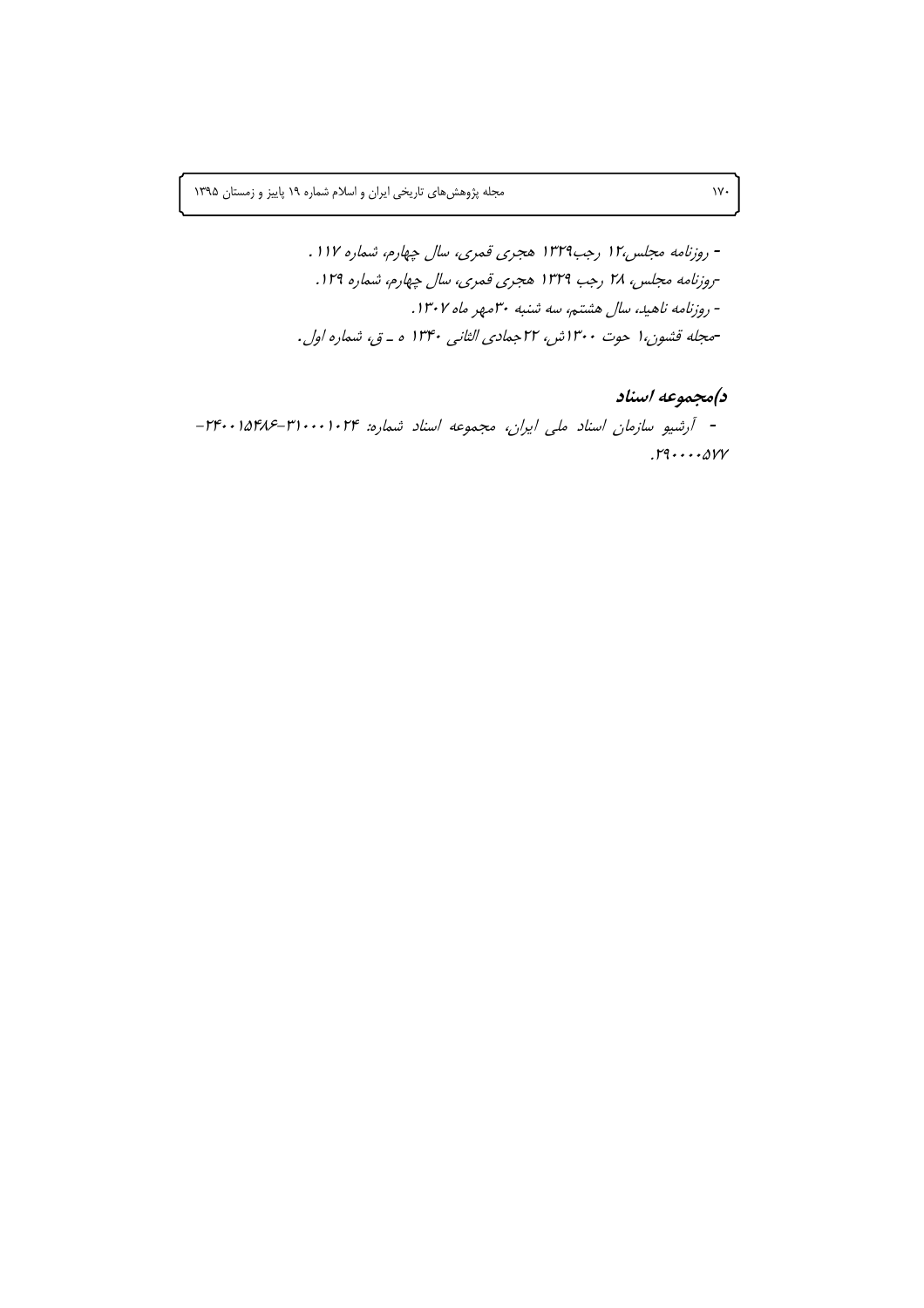- روزنامه مجلس،۱۲ رجب۱۳۲۹ هجری قمری، سال چهارم، شماره ۱۱۷ .

-روزنامه مجلس، ۲۸ رجب ۱۳۲۹ هجری قمری، سال چهارم، شماره ۱۲۹.

- روزنامه ناهید، سال هشتم، سه شنبه ۳۰مهر ماه ۱۳۰۷.

-مجله قشون،۱ حوت ۱۳۰۰ش، ۲۲جمادی الثانی ۱۳۴۰ ه ـ ق، شماره اول.

## د)مجموعه اسناد

- آرشیو سازمان اسناد ملی ایران، مجموعه اسناد شماره: ۳۱۰۰۰۱۰۲۴-۲۴۰۰۱۵۴۸۶-۲۹۰۰۰۰۵۷۷.